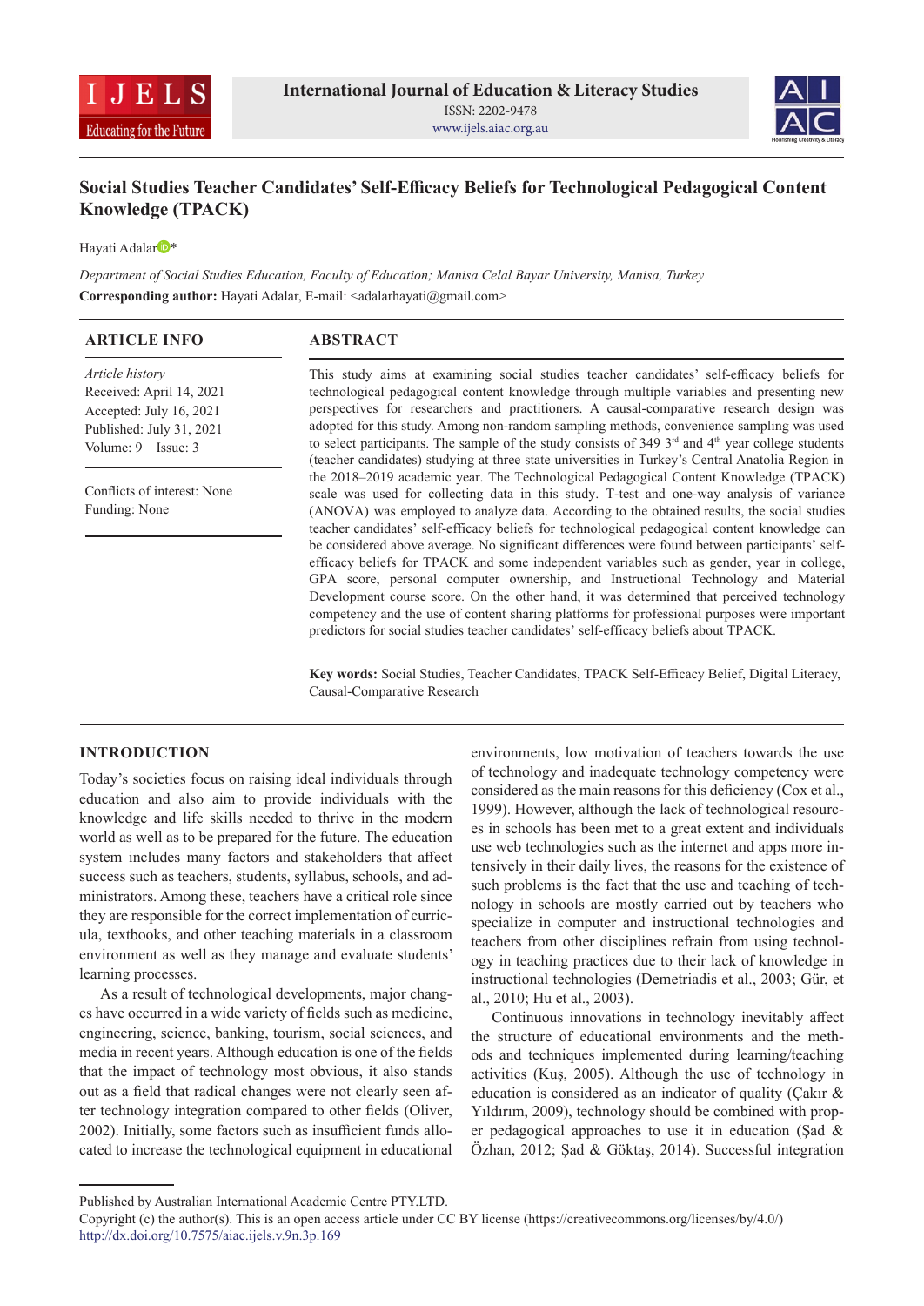# Social Studies Teacher Candidates' Self-Efficacy Beliefs for Technological Pedagogical Content Knowledge (TPACK)

Hayati Adalar*

*Department of Social Studies Education, Faculty of Education; Manisa Celal Bayar University, Manisa, Turkey*

**Corresponding author:** Hayati Adalar, E-mail: <adalarhayati@gmail.com>

## ARTICLE INFO

*Article history*
Received: April 14, 2021
Accepted: July 16, 2021
Published: July 31, 2021
Volume: 9 Issue: 3

Conflicts of interest: None
Funding: None

## ABSTRACT

This study aims at examining social studies teacher candidates' self-efficacy beliefs for technological pedagogical content knowledge through multiple variables and presenting new perspectives for researchers and practitioners. A causal-comparative research design was adopted for this study. Among non-random sampling methods, convenience sampling was used to select participants. The sample of the study consists of 349 3rd and 4th year college students (teacher candidates) studying at three state universities in Turkey's Central Anatolia Region in the 2018–2019 academic year. The Technological Pedagogical Content Knowledge (TPACK) scale was used for collecting data in this study. T-test and one-way analysis of variance (ANOVA) was employed to analyze data. According to the obtained results, the social studies teacher candidates' self-efficacy beliefs for technological pedagogical content knowledge can be considered above average. No significant differences were found between participants' self-efficacy beliefs for TPACK and some independent variables such as gender, year in college, GPA score, personal computer ownership, and Instructional Technology and Material Development course score. On the other hand, it was determined that perceived technology competency and the use of content sharing platforms for professional purposes were important predictors for social studies teacher candidates' self-efficacy beliefs about TPACK.

**Key words:** Social Studies, Teacher Candidates, TPACK Self-Efficacy Belief, Digital Literacy, Causal-Comparative Research

## INTRODUCTION

Today's societies focus on raising ideal individuals through education and also aim to provide individuals with the knowledge and life skills needed to thrive in the modern world as well as to be prepared for the future. The education system includes many factors and stakeholders that affect success such as teachers, students, syllabus, schools, and administrators. Among these, teachers have a critical role since they are responsible for the correct implementation of curricula, textbooks, and other teaching materials in a classroom environment as well as they manage and evaluate students' learning processes.

As a result of technological developments, major changes have occurred in a wide variety of fields such as medicine, engineering, science, banking, tourism, social sciences, and media in recent years. Although education is one of the fields that the impact of technology most obvious, it also stands out as a field that radical changes were not clearly seen after technology integration compared to other fields (Oliver, 2002). Initially, some factors such as insufficient funds allocated to increase the technological equipment in educational environments, low motivation of teachers towards the use of technology and inadequate technology competency were considered as the main reasons for this deficiency (Cox et al., 1999). However, although the lack of technological resources in schools has been met to a great extent and individuals use web technologies such as the internet and apps more intensively in their daily lives, the reasons for the existence of such problems is the fact that the use and teaching of technology in schools are mostly carried out by teachers who specialize in computer and instructional technologies and teachers from other disciplines refrain from using technology in teaching practices due to their lack of knowledge in instructional technologies (Demetriadis et al., 2003; Gür, et al., 2010; Hu et al., 2003).

Continuous innovations in technology inevitably affect the structure of educational environments and the methods and techniques implemented during learning/teaching activities (Kuş, 2005). Although the use of technology in education is considered as an indicator of quality (Çakır & Yıldırım, 2009), technology should be combined with proper pedagogical approaches to use it in education (Şad & Özhan, 2012; Şad & Göktaş, 2014). Successful integration

Published by Australian International Academic Centre PTY.LTD.
Copyright (c) the author(s). This is an open access article under CC BY license (https://creativecommons.org/licenses/by/4.0/)
http://dx.doi.org/10.7575/aiac.ijels.v.9n.3p.169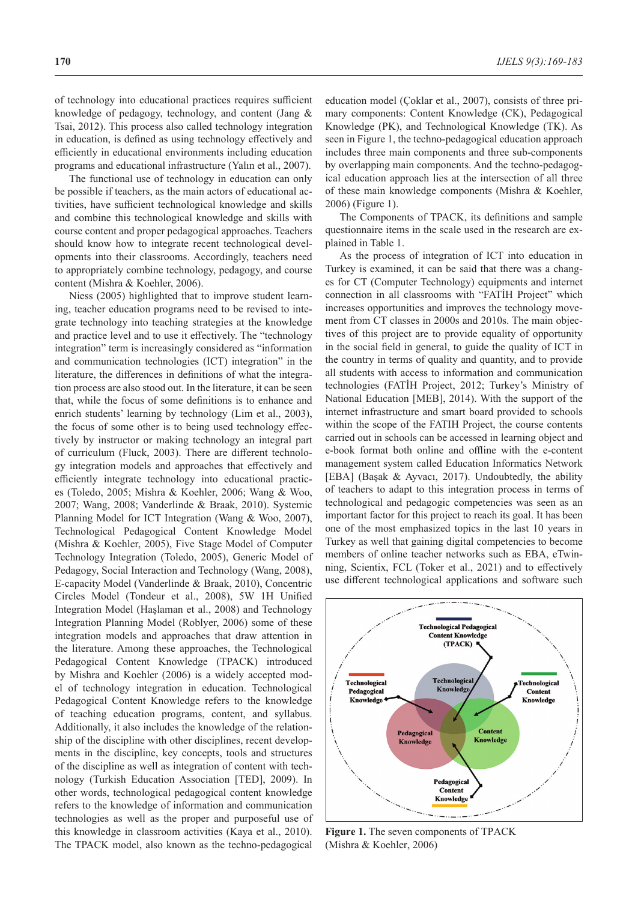of technology into educational practices requires sufficient knowledge of pedagogy, technology, and content (Jang & Tsai, 2012). This process also called technology integration in education, is defined as using technology effectively and efficiently in educational environments including education programs and educational infrastructure (Yalın et al., 2007).

The functional use of technology in education can only be possible if teachers, as the main actors of educational activities, have sufficient technological knowledge and skills and combine this technological knowledge and skills with course content and proper pedagogical approaches. Teachers should know how to integrate recent technological developments into their classrooms. Accordingly, teachers need to appropriately combine technology, pedagogy, and course content (Mishra & Koehler, 2006).

Niess (2005) highlighted that to improve student learning, teacher education programs need to be revised to integrate technology into teaching strategies at the knowledge and practice level and to use it effectively. The "technology integration" term is increasingly considered as "information and communication technologies (ICT) integration" in the literature, the differences in definitions of what the integration process are also stood out. In the literature, it can be seen that, while the focus of some definitions is to enhance and enrich students' learning by technology (Lim et al., 2003), the focus of some other is to being used technology effectively by instructor or making technology an integral part of curriculum (Fluck, 2003). There are different technology integration models and approaches that effectively and efficiently integrate technology into educational practices (Toledo, 2005; Mishra & Koehler, 2006; Wang & Woo, 2007; Wang, 2008; Vanderlinde & Braak, 2010). Systemic Planning Model for ICT Integration (Wang & Woo, 2007), Technological Pedagogical Content Knowledge Model (Mishra & Koehler, 2005), Five Stage Model of Computer Technology Integration (Toledo, 2005), Generic Model of Pedagogy, Social Interaction and Technology (Wang, 2008), E-capacity Model (Vanderlinde & Braak, 2010), Concentric Circles Model (Tondeur et al., 2008), 5W 1H Unified Integration Model (Haşlaman et al., 2008) and Technology Integration Planning Model (Roblyer, 2006) some of these integration models and approaches that draw attention in the literature. Among these approaches, the Technological Pedagogical Content Knowledge (TPACK) introduced by Mishra and Koehler (2006) is a widely accepted model of technology integration in education. Technological Pedagogical Content Knowledge refers to the knowledge of teaching education programs, content, and syllabus. Additionally, it also includes the knowledge of the relationship of the discipline with other disciplines, recent developments in the discipline, key concepts, tools and structures of the discipline as well as integration of content with technology (Turkish Education Association [TED], 2009). In other words, technological pedagogical content knowledge refers to the knowledge of information and communication technologies as well as the proper and purposeful use of this knowledge in classroom activities (Kaya et al., 2010). The TPACK model, also known as the techno-pedagogical education model (Çoklar et al., 2007), consists of three primary components: Content Knowledge (CK), Pedagogical Knowledge (PK), and Technological Knowledge (TK). As seen in Figure 1, the techno-pedagogical education approach includes three main components and three sub-components by overlapping main components. And the techno-pedagogical education approach lies at the intersection of all three of these main knowledge components (Mishra & Koehler, 2006) (Figure 1).

The Components of TPACK, its definitions and sample questionnaire items in the scale used in the research are explained in Table 1.

As the process of integration of ICT into education in Turkey is examined, it can be said that there was a changes for CT (Computer Technology) equipments and internet connection in all classrooms with "FATİH Project" which increases opportunities and improves the technology movement from CT classes in 2000s and 2010s. The main objectives of this project are to provide equality of opportunity in the social field in general, to guide the quality of ICT in the country in terms of quality and quantity, and to provide all students with access to information and communication technologies (FATİH Project, 2012; Turkey's Ministry of National Education [MEB], 2014). With the support of the internet infrastructure and smart board provided to schools within the scope of the FATIH Project, the course contents carried out in schools can be accessed in learning object and e-book format both online and offline with the e-content management system called Education Informatics Network [EBA] (Başak & Ayvacı, 2017). Undoubtedly, the ability of teachers to adapt to this integration process in terms of technological and pedagogic competencies was seen as an important factor for this project to reach its goal. It has been one of the most emphasized topics in the last 10 years in Turkey as well that gaining digital competencies to become members of online teacher networks such as EBA, eTwinning, Scientix, FCL (Toker et al., 2021) and to effectively use different technological applications and software such

Technological Pedagogical Content Knowledge (TPACK)

Technological Pedagogical Knowledge

Technological Knowledge

Technological Content Knowledge

Pedagogical Knowledge

Content Knowledge

Pedagogical Content Knowledge

**Figure 1.** The seven components of TPACK (Mishra & Koehler, 2006)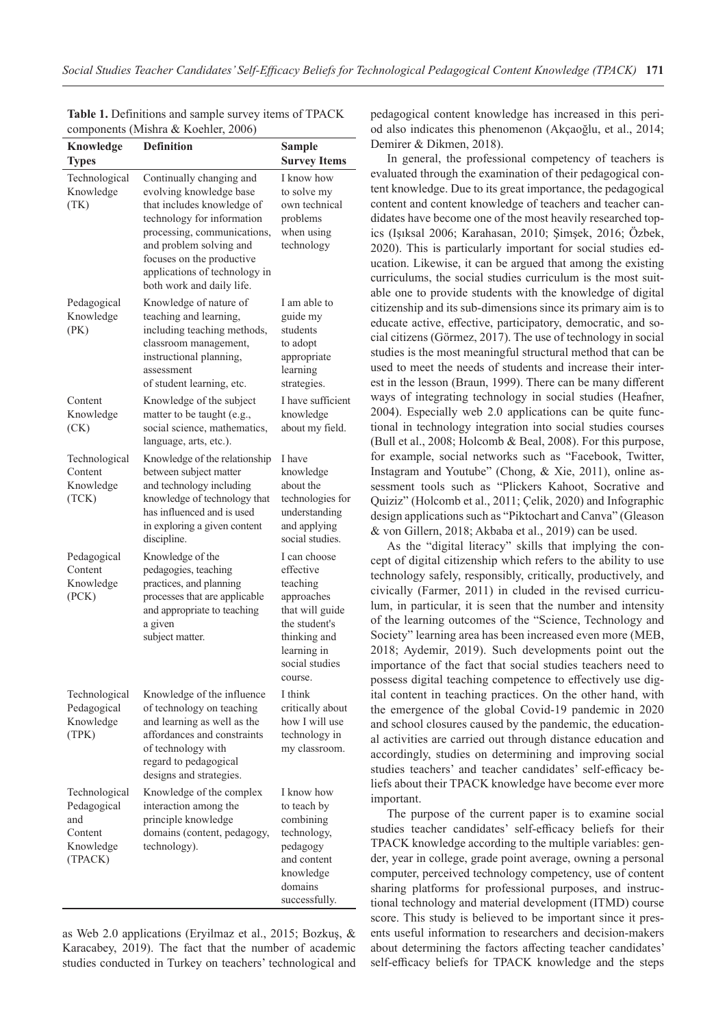**Table 1.** Definitions and sample survey items of TPACK components (Mishra & Koehler, 2006)

| Knowledge Types | Definition | Sample Survey Items |
|---|---|---|
| Technological Knowledge (TK) | Continually changing and evolving knowledge base that includes knowledge of technology for information processing, communications, and problem solving and focuses on the productive applications of technology in both work and daily life. | I know how to solve my own technical problems when using technology |
| Pedagogical Knowledge (PK) | Knowledge of nature of teaching and learning, including teaching methods, classroom management, instructional planning, assessment of student learning, etc. | I am able to guide my students to adopt appropriate learning strategies. |
| Content Knowledge (CK) | Knowledge of the subject matter to be taught (e.g., social science, mathematics, language, arts, etc.). | I have sufficient knowledge about my field. |
| Technological Content Knowledge (TCK) | Knowledge of the relationship between subject matter and technology including knowledge of technology that has influenced and is used in exploring a given content discipline. | I have knowledge about the technologies for understanding and applying social studies. |
| Pedagogical Content Knowledge (PCK) | Knowledge of the pedagogies, teaching practices, and planning processes that are applicable and appropriate to teaching a given subject matter. | I can choose effective teaching approaches that will guide the student's thinking and learning in social studies course. |
| Technological Pedagogical Knowledge (TPK) | Knowledge of the influence of technology on teaching and learning as well as the affordances and constraints of technology with regard to pedagogical designs and strategies. | I think critically about how I will use technology in my classroom. |
| Technological Pedagogical and Content Knowledge (TPACK) | Knowledge of the complex interaction among the principle knowledge domains (content, pedagogy, technology). | I know how to teach by combining technology, pedagogy and content knowledge domains successfully. |

as Web 2.0 applications (Eryilmaz et al., 2015; Bozkuş, & Karacabey, 2019). The fact that the number of academic studies conducted in Turkey on teachers' technological and pedagogical content knowledge has increased in this period also indicates this phenomenon (Akçaoğlu, et al., 2014; Demirer & Dikmen, 2018).

In general, the professional competency of teachers is evaluated through the examination of their pedagogical content knowledge. Due to its great importance, the pedagogical content and content knowledge of teachers and teacher candidates have become one of the most heavily researched topics (Işıksal 2006; Karahasan, 2010; Şimşek, 2016; Özbek, 2020). This is particularly important for social studies education. Likewise, it can be argued that among the existing curriculums, the social studies curriculum is the most suitable one to provide students with the knowledge of digital citizenship and its sub-dimensions since its primary aim is to educate active, effective, participatory, democratic, and social citizens (Görmez, 2017). The use of technology in social studies is the most meaningful structural method that can be used to meet the needs of students and increase their interest in the lesson (Braun, 1999). There can be many different ways of integrating technology in social studies (Heafner, 2004). Especially web 2.0 applications can be quite functional in technology integration into social studies courses (Bull et al., 2008; Holcomb & Beal, 2008). For this purpose, for example, social networks such as "Facebook, Twitter, Instagram and Youtube" (Chong, & Xie, 2011), online assessment tools such as "Plickers Kahoot, Socrative and Quiziz" (Holcomb et al., 2011; Çelik, 2020) and Infographic design applications such as "Piktochart and Canva" (Gleason & von Gillern, 2018; Akbaba et al., 2019) can be used.

As the "digital literacy" skills that implying the concept of digital citizenship which refers to the ability to use technology safely, responsibly, critically, productively, and civically (Farmer, 2011) in cluded in the revised curriculum, in particular, it is seen that the number and intensity of the learning outcomes of the "Science, Technology and Society" learning area has been increased even more (MEB, 2018; Aydemir, 2019). Such developments point out the importance of the fact that social studies teachers need to possess digital teaching competence to effectively use digital content in teaching practices. On the other hand, with the emergence of the global Covid-19 pandemic in 2020 and school closures caused by the pandemic, the educational activities are carried out through distance education and accordingly, studies on determining and improving social studies teachers' and teacher candidates' self-efficacy beliefs about their TPACK knowledge have become ever more important.

The purpose of the current paper is to examine social studies teacher candidates' self-efficacy beliefs for their TPACK knowledge according to the multiple variables: gender, year in college, grade point average, owning a personal computer, perceived technology competency, use of content sharing platforms for professional purposes, and instructional technology and material development (ITMD) course score. This study is believed to be important since it presents useful information to researchers and decision-makers about determining the factors affecting teacher candidates' self-efficacy beliefs for TPACK knowledge and the steps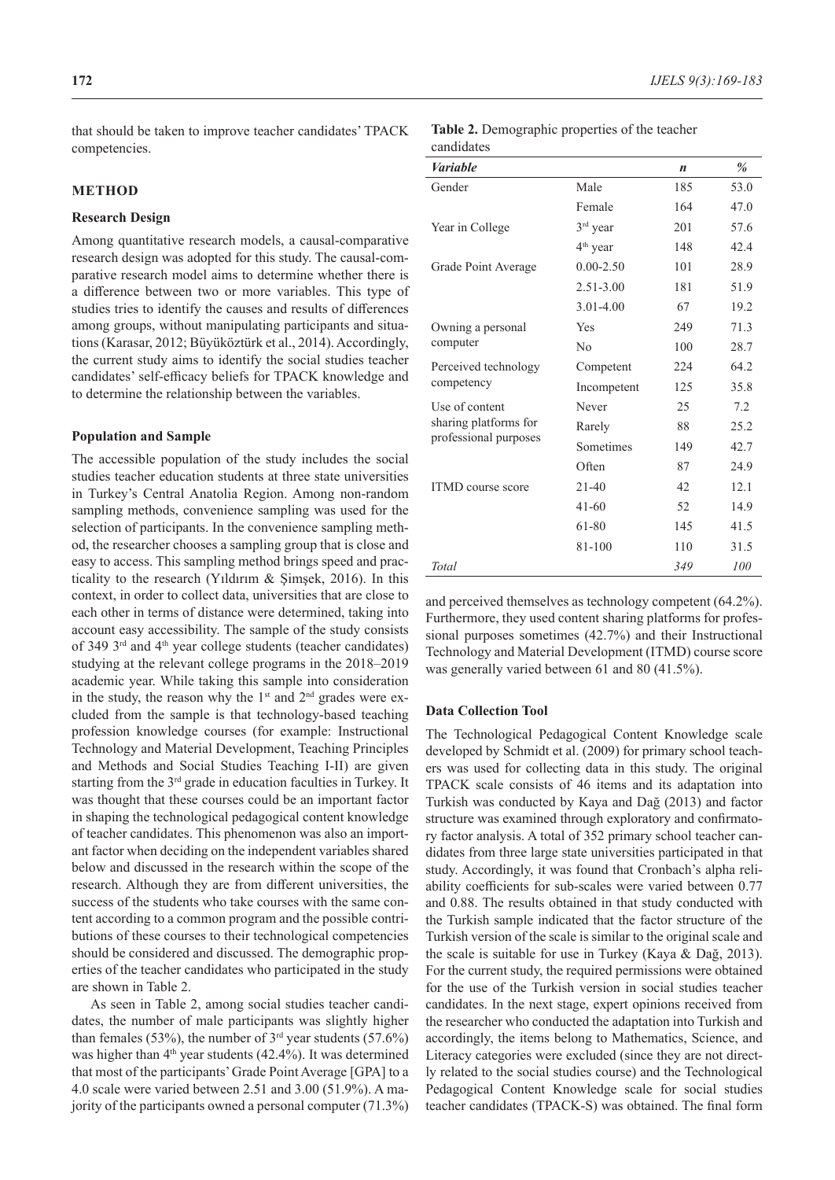that should be taken to improve teacher candidates' TPACK competencies.

## METHOD

### Research Design

Among quantitative research models, a causal-comparative research design was adopted for this study. The causal-comparative research model aims to determine whether there is a difference between two or more variables. This type of studies tries to identify the causes and results of differences among groups, without manipulating participants and situations (Karasar, 2012; Büyüköztürk et al., 2014). Accordingly, the current study aims to identify the social studies teacher candidates' self-efficacy beliefs for TPACK knowledge and to determine the relationship between the variables.

### Population and Sample

The accessible population of the study includes the social studies teacher education students at three state universities in Turkey's Central Anatolia Region. Among non-random sampling methods, convenience sampling was used for the selection of participants. In the convenience sampling method, the researcher chooses a sampling group that is close and easy to access. This sampling method brings speed and practicality to the research (Yıldırım & Şimşek, 2016). In this context, in order to collect data, universities that are close to each other in terms of distance were determined, taking into account easy accessibility. The sample of the study consists of 349 3rd and 4th year college students (teacher candidates) studying at the relevant college programs in the 2018–2019 academic year. While taking this sample into consideration in the study, the reason why the 1st and 2nd grades were excluded from the sample is that technology-based teaching profession knowledge courses (for example: Instructional Technology and Material Development, Teaching Principles and Methods and Social Studies Teaching I-II) are given starting from the 3rd grade in education faculties in Turkey. It was thought that these courses could be an important factor in shaping the technological pedagogical content knowledge of teacher candidates. This phenomenon was also an important factor when deciding on the independent variables shared below and discussed in the research within the scope of the research. Although they are from different universities, the success of the students who take courses with the same content according to a common program and the possible contributions of these courses to their technological competencies should be considered and discussed. The demographic properties of the teacher candidates who participated in the study are shown in Table 2.

As seen in Table 2, among social studies teacher candidates, the number of male participants was slightly higher than females (53%), the number of 3rd year students (57.6%) was higher than 4th year students (42.4%). It was determined that most of the participants' Grade Point Average [GPA] to a 4.0 scale were varied between 2.51 and 3.00 (51.9%). A majority of the participants owned a personal computer (71.3%) and perceived themselves as technology competent (64.2%). Furthermore, they used content sharing platforms for professional purposes sometimes (42.7%) and their Instructional Technology and Material Development (ITMD) course score was generally varied between 61 and 80 (41.5%).

**Table 2.** Demographic properties of the teacher candidates

| *Variable* | | *n* | *%* |
|---|---|---|---|
| Gender | Male | 185 | 53.0 |
| | Female | 164 | 47.0 |
| Year in College | 3rd year | 201 | 57.6 |
| | 4th year | 148 | 42.4 |
| Grade Point Average | 0.00-2.50 | 101 | 28.9 |
| | 2.51-3.00 | 181 | 51.9 |
| | 3.01-4.00 | 67 | 19.2 |
| Owning a personal computer | Yes | 249 | 71.3 |
| | No | 100 | 28.7 |
| Perceived technology competency | Competent | 224 | 64.2 |
| | Incompetent | 125 | 35.8 |
| Use of content sharing platforms for professional purposes | Never | 25 | 7.2 |
| | Rarely | 88 | 25.2 |
| | Sometimes | 149 | 42.7 |
| | Often | 87 | 24.9 |
| ITMD course score | 21-40 | 42 | 12.1 |
| | 41-60 | 52 | 14.9 |
| | 61-80 | 145 | 41.5 |
| | 81-100 | 110 | 31.5 |
| *Total* | | *349* | *100* |

### Data Collection Tool

The Technological Pedagogical Content Knowledge scale developed by Schmidt et al. (2009) for primary school teachers was used for collecting data in this study. The original TPACK scale consists of 46 items and its adaptation into Turkish was conducted by Kaya and Dağ (2013) and factor structure was examined through exploratory and confirmatory factor analysis. A total of 352 primary school teacher candidates from three large state universities participated in that study. Accordingly, it was found that Cronbach's alpha reliability coefficients for sub-scales were varied between 0.77 and 0.88. The results obtained in that study conducted with the Turkish sample indicated that the factor structure of the Turkish version of the scale is similar to the original scale and the scale is suitable for use in Turkey (Kaya & Dağ, 2013). For the current study, the required permissions were obtained for the use of the Turkish version in social studies teacher candidates. In the next stage, expert opinions received from the researcher who conducted the adaptation into Turkish and accordingly, the items belong to Mathematics, Science, and Literacy categories were excluded (since they are not directly related to the social studies course) and the Technological Pedagogical Content Knowledge scale for social studies teacher candidates (TPACK-S) was obtained. The final form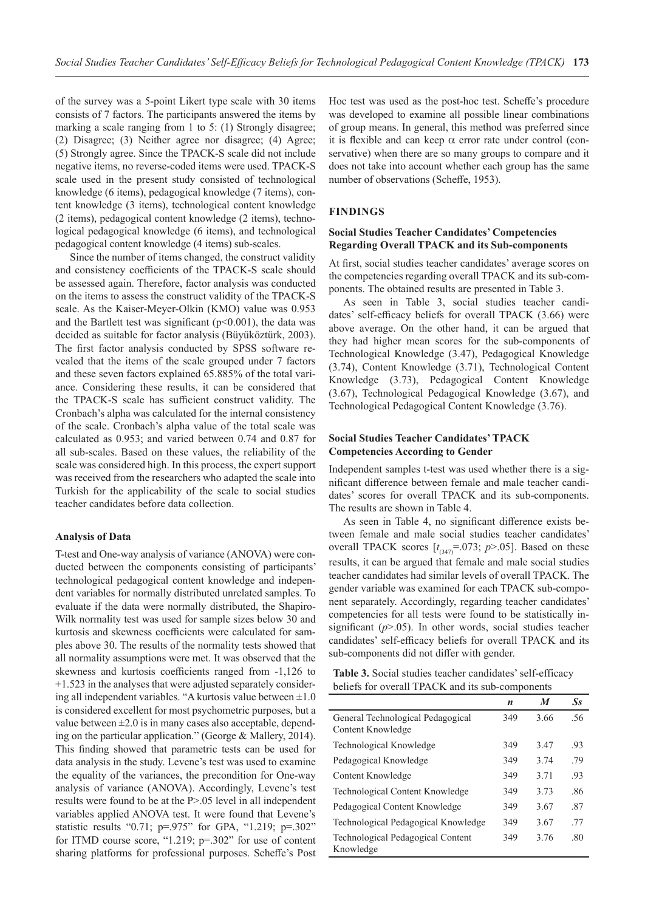of the survey was a 5-point Likert type scale with 30 items consists of 7 factors. The participants answered the items by marking a scale ranging from 1 to 5: (1) Strongly disagree; (2) Disagree; (3) Neither agree nor disagree; (4) Agree; (5) Strongly agree. Since the TPACK-S scale did not include negative items, no reverse-coded items were used. TPACK-S scale used in the present study consisted of technological knowledge (6 items), pedagogical knowledge (7 items), content knowledge (3 items), technological content knowledge (2 items), pedagogical content knowledge (2 items), technological pedagogical knowledge (6 items), and technological pedagogical content knowledge (4 items) sub-scales.

Since the number of items changed, the construct validity and consistency coefficients of the TPACK-S scale should be assessed again. Therefore, factor analysis was conducted on the items to assess the construct validity of the TPACK-S scale. As the Kaiser-Meyer-Olkin (KMO) value was 0.953 and the Bartlett test was significant ($p<0.001$), the data was decided as suitable for factor analysis (Büyüköztürk, 2003). The first factor analysis conducted by SPSS software revealed that the items of the scale grouped under 7 factors and these seven factors explained 65.885% of the total variance. Considering these results, it can be considered that the TPACK-S scale has sufficient construct validity. The Cronbach's alpha was calculated for the internal consistency of the scale. Cronbach's alpha value of the total scale was calculated as 0.953; and varied between 0.74 and 0.87 for all sub-scales. Based on these values, the reliability of the scale was considered high. In this process, the expert support was received from the researchers who adapted the scale into Turkish for the applicability of the scale to social studies teacher candidates before data collection.

### Analysis of Data

T-test and One-way analysis of variance (ANOVA) were conducted between the components consisting of participants' technological pedagogical content knowledge and independent variables for normally distributed unrelated samples. To evaluate if the data were normally distributed, the Shapiro-Wilk normality test was used for sample sizes below 30 and kurtosis and skewness coefficients were calculated for samples above 30. The results of the normality tests showed that all normality assumptions were met. It was observed that the skewness and kurtosis coefficients ranged from -1,126 to +1.523 in the analyses that were adjusted separately considering all independent variables. "A kurtosis value between ±1.0 is considered excellent for most psychometric purposes, but a value between ±2.0 is in many cases also acceptable, depending on the particular application." (George & Mallery, 2014). This finding showed that parametric tests can be used for data analysis in the study. Levene's test was used to examine the equality of the variances, the precondition for One-way analysis of variance (ANOVA). Accordingly, Levene's test results were found to be at the $P>.05$ level in all independent variables applied ANOVA test. It were found that Levene's statistic results "0.71; p=.975" for GPA, "1.219; p=.302" for ITMD course score, "1.219; p=.302" for use of content sharing platforms for professional purposes. Scheffe's Post Hoc test was used as the post-hoc test. Scheffe's procedure was developed to examine all possible linear combinations of group means. In general, this method was preferred since it is flexible and can keep $\alpha$ error rate under control (conservative) when there are so many groups to compare and it does not take into account whether each group has the same number of observations (Scheffe, 1953).

## FINDINGS

### Social Studies Teacher Candidates' Competencies Regarding Overall TPACK and its Sub-components

At first, social studies teacher candidates' average scores on the competencies regarding overall TPACK and its sub-components. The obtained results are presented in Table 3.

As seen in Table 3, social studies teacher candidates' self-efficacy beliefs for overall TPACK (3.66) were above average. On the other hand, it can be argued that they had higher mean scores for the sub-components of Technological Knowledge (3.47), Pedagogical Knowledge (3.74), Content Knowledge (3.71), Technological Content Knowledge (3.73), Pedagogical Content Knowledge (3.67), Technological Pedagogical Knowledge (3.67), and Technological Pedagogical Content Knowledge (3.76).

### Social Studies Teacher Candidates' TPACK Competencies According to Gender

Independent samples t-test was used whether there is a significant difference between female and male teacher candidates' scores for overall TPACK and its sub-components. The results are shown in Table 4.

As seen in Table 4, no significant difference exists between female and male social studies teacher candidates' overall TPACK scores [$t_{(347)}=.073$; $p>.05$]. Based on these results, it can be argued that female and male social studies teacher candidates had similar levels of overall TPACK. The gender variable was examined for each TPACK sub-component separately. Accordingly, regarding teacher candidates' competencies for all tests were found to be statistically insignificant ($p>.05$). In other words, social studies teacher candidates' self-efficacy beliefs for overall TPACK and its sub-components did not differ with gender.

**Table 3.** Social studies teacher candidates' self-efficacy beliefs for overall TPACK and its sub-components

| | *n* | *M* | *Ss* |
|---|---|---|---|
| General Technological Pedagogical Content Knowledge | 349 | 3.66 | .56 |
| Technological Knowledge | 349 | 3.47 | .93 |
| Pedagogical Knowledge | 349 | 3.74 | .79 |
| Content Knowledge | 349 | 3.71 | .93 |
| Technological Content Knowledge | 349 | 3.73 | .86 |
| Pedagogical Content Knowledge | 349 | 3.67 | .87 |
| Technological Pedagogical Knowledge | 349 | 3.67 | .77 |
| Technological Pedagogical Content Knowledge | 349 | 3.76 | .80 |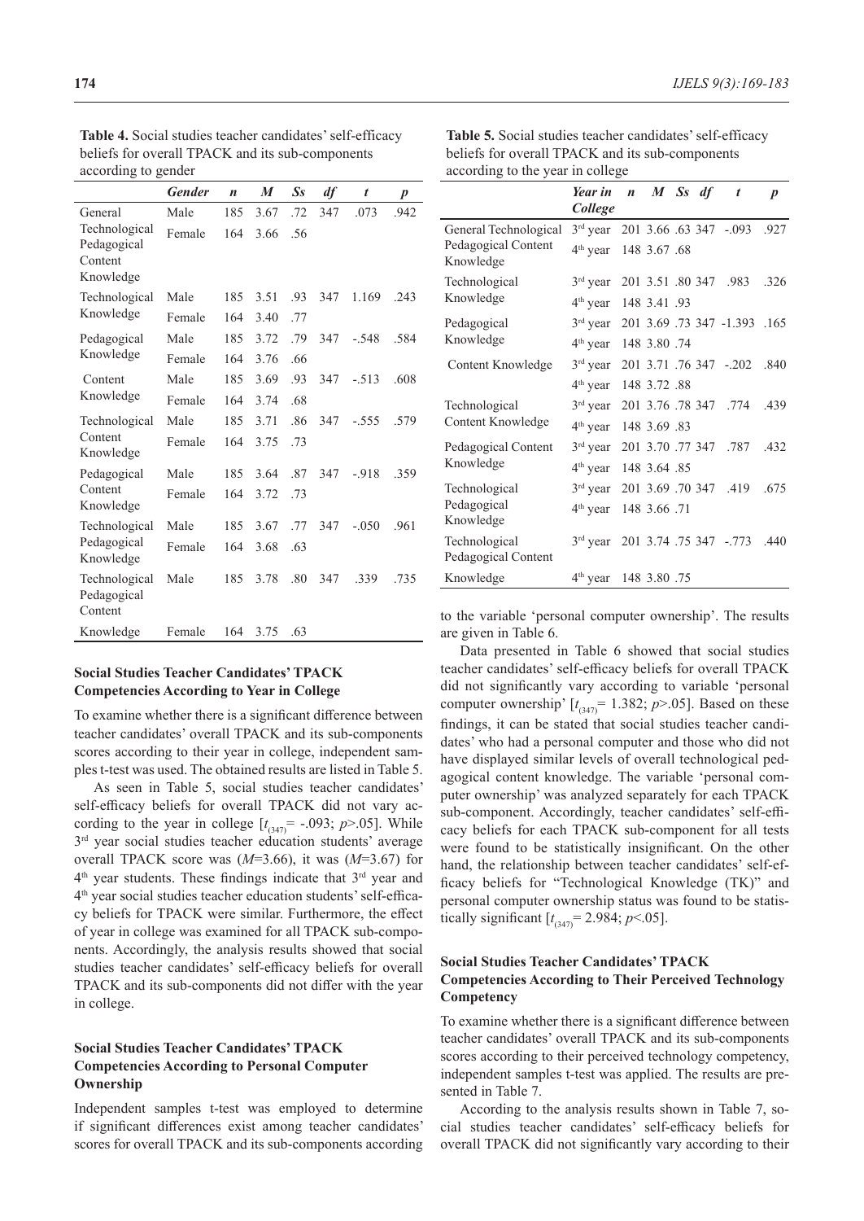**Table 4.** Social studies teacher candidates' self-efficacy beliefs for overall TPACK and its sub-components according to gender

| | *Gender* | *n* | *M* | *Ss* | *df* | *t* | *p* |
|---|---|---|---|---|---|---|---|
| General Technological Pedagogical Content Knowledge | Male | 185 | 3.67 | .72 | 347 | .073 | .942 |
| | Female | 164 | 3.66 | .56 | | | |
| Technological Knowledge | Male | 185 | 3.51 | .93 | 347 | 1.169 | .243 |
| | Female | 164 | 3.40 | .77 | | | |
| Pedagogical Knowledge | Male | 185 | 3.72 | .79 | 347 | -.548 | .584 |
| | Female | 164 | 3.76 | .66 | | | |
| Content Knowledge | Male | 185 | 3.69 | .93 | 347 | -.513 | .608 |
| | Female | 164 | 3.74 | .68 | | | |
| Technological Content Knowledge | Male | 185 | 3.71 | .86 | 347 | -.555 | .579 |
| | Female | 164 | 3.75 | .73 | | | |
| Pedagogical Content Knowledge | Male | 185 | 3.64 | .87 | 347 | -.918 | .359 |
| | Female | 164 | 3.72 | .73 | | | |
| Technological Pedagogical Knowledge | Male | 185 | 3.67 | .77 | 347 | -.050 | .961 |
| | Female | 164 | 3.68 | .63 | | | |
| Technological Pedagogical Content Knowledge | Male | 185 | 3.78 | .80 | 347 | .339 | .735 |
| | Female | 164 | 3.75 | .63 | | | |

### Social Studies Teacher Candidates' TPACK Competencies According to Year in College

To examine whether there is a significant difference between teacher candidates' overall TPACK and its sub-components scores according to their year in college, independent samples t-test was used. The obtained results are listed in Table 5.

As seen in Table 5, social studies teacher candidates' self-efficacy beliefs for overall TPACK did not vary according to the year in college [$t_{(347)}$= -.093; $p$>.05]. While 3rd year social studies teacher education students' average overall TPACK score was ($M$=3.66), it was ($M$=3.67) for 4th year students. These findings indicate that 3rd year and 4th year social studies teacher education students' self-efficacy beliefs for TPACK were similar. Furthermore, the effect of year in college was examined for all TPACK sub-components. Accordingly, the analysis results showed that social studies teacher candidates' self-efficacy beliefs for overall TPACK and its sub-components did not differ with the year in college.

### Social Studies Teacher Candidates' TPACK Competencies According to Personal Computer Ownership

Independent samples t-test was employed to determine if significant differences exist among teacher candidates' scores for overall TPACK and its sub-components according to the variable 'personal computer ownership'. The results are given in Table 6.

**Table 5.** Social studies teacher candidates' self-efficacy beliefs for overall TPACK and its sub-components according to the year in college

| | *Year in College* | *n* | *M* | *Ss* | *df* | *t* | *p* |
|---|---|---|---|---|---|---|---|
| General Technological Pedagogical Content Knowledge | 3rd year | 201 | 3.66 | .63 | 347 | -.093 | .927 |
| | 4th year | 148 | 3.67 | .68 | | | |
| Technological Knowledge | 3rd year | 201 | 3.51 | .80 | 347 | .983 | .326 |
| | 4th year | 148 | 3.41 | .93 | | | |
| Pedagogical Knowledge | 3rd year | 201 | 3.69 | .73 | 347 | -1.393 | .165 |
| | 4th year | 148 | 3.80 | .74 | | | |
| Content Knowledge | 3rd year | 201 | 3.71 | .76 | 347 | -.202 | .840 |
| | 4th year | 148 | 3.72 | .88 | | | |
| Technological Content Knowledge | 3rd year | 201 | 3.76 | .78 | 347 | .774 | .439 |
| | 4th year | 148 | 3.69 | .83 | | | |
| Pedagogical Content Knowledge | 3rd year | 201 | 3.70 | .77 | 347 | .787 | .432 |
| | 4th year | 148 | 3.64 | .85 | | | |
| Technological Pedagogical Knowledge | 3rd year | 201 | 3.69 | .70 | 347 | .419 | .675 |
| | 4th year | 148 | 3.66 | .71 | | | |
| Technological Pedagogical Content Knowledge | 3rd year | 201 | 3.74 | .75 | 347 | -.773 | .440 |
| | 4th year | 148 | 3.80 | .75 | | | |

Data presented in Table 6 showed that social studies teacher candidates' self-efficacy beliefs for overall TPACK did not significantly vary according to variable 'personal computer ownership' [$t_{(347)}$= 1.382; $p$>.05]. Based on these findings, it can be stated that social studies teacher candidates' who had a personal computer and those who did not have displayed similar levels of overall technological pedagogical content knowledge. The variable 'personal computer ownership' was analyzed separately for each TPACK sub-component. Accordingly, teacher candidates' self-efficacy beliefs for each TPACK sub-component for all tests were found to be statistically insignificant. On the other hand, the relationship between teacher candidates' self-efficacy beliefs for "Technological Knowledge (TK)" and personal computer ownership status was found to be statistically significant [$t_{(347)}$= 2.984; $p$<.05].

### Social Studies Teacher Candidates' TPACK Competencies According to Their Perceived Technology Competency

To examine whether there is a significant difference between teacher candidates' overall TPACK and its sub-components scores according to their perceived technology competency, independent samples t-test was applied. The results are presented in Table 7.

According to the analysis results shown in Table 7, social studies teacher candidates' self-efficacy beliefs for overall TPACK did not significantly vary according to their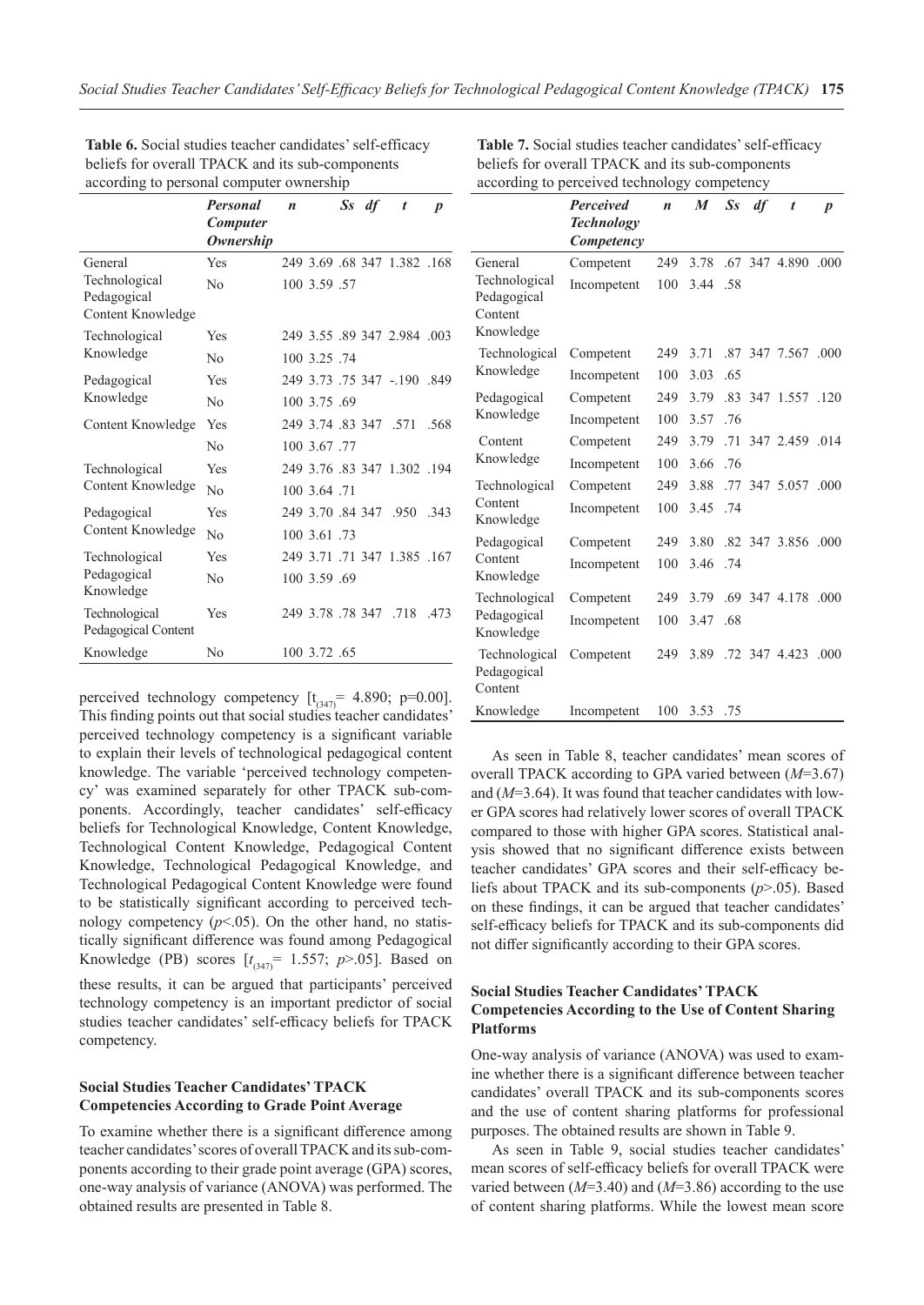**Table 6.** Social studies teacher candidates' self-efficacy beliefs for overall TPACK and its sub-components according to personal computer ownership

| | *Personal Computer Ownership* | *n* | | *Ss* | *df* | *t* | *p* |
|---|---|---|---|---|---|---|---|
| General Technological Pedagogical Content Knowledge | Yes | 249 | 3.69 | .68 | 347 | 1.382 | .168 |
| | No | 100 | 3.59 | .57 | | | |
| Technological Knowledge | Yes | 249 | 3.55 | .89 | 347 | 2.984 | .003 |
| | No | 100 | 3.25 | .74 | | | |
| Pedagogical Knowledge | Yes | 249 | 3.73 | .75 | 347 | -.190 | .849 |
| | No | 100 | 3.75 | .69 | | | |
| Content Knowledge | Yes | 249 | 3.74 | .83 | 347 | .571 | .568 |
| | No | 100 | 3.67 | .77 | | | |
| Technological Content Knowledge | Yes | 249 | 3.76 | .83 | 347 | 1.302 | .194 |
| | No | 100 | 3.64 | .71 | | | |
| Pedagogical Content Knowledge | Yes | 249 | 3.70 | .84 | 347 | .950 | .343 |
| | No | 100 | 3.61 | .73 | | | |
| Technological Pedagogical Knowledge | Yes | 249 | 3.71 | .71 | 347 | 1.385 | .167 |
| | No | 100 | 3.59 | .69 | | | |
| Technological Pedagogical Content Knowledge | Yes | 249 | 3.78 | .78 | 347 | .718 | .473 |
| | No | 100 | 3.72 | .65 | | | |

perceived technology competency [$t_{(347)}$= 4.890; p=0.00]. This finding points out that social studies teacher candidates' perceived technology competency is a significant variable to explain their levels of technological pedagogical content knowledge. The variable 'perceived technology competency' was examined separately for other TPACK sub-components. Accordingly, teacher candidates' self-efficacy beliefs for Technological Knowledge, Content Knowledge, Technological Content Knowledge, Pedagogical Content Knowledge, Technological Pedagogical Knowledge, and Technological Pedagogical Content Knowledge were found to be statistically significant according to perceived technology competency ($p$<.05). On the other hand, no statistically significant difference was found among Pedagogical Knowledge (PB) scores [$t_{(347)}$= 1.557; $p$>.05]. Based on these results, it can be argued that participants' perceived technology competency is an important predictor of social studies teacher candidates' self-efficacy beliefs for TPACK competency.

**Table 7.** Social studies teacher candidates' self-efficacy beliefs for overall TPACK and its sub-components according to perceived technology competency

| | *Perceived Technology Competency* | *n* | *M* | *Ss* | *df* | *t* | *p* |
|---|---|---|---|---|---|---|---|
| General Technological Pedagogical Content Knowledge | Competent | 249 | 3.78 | .67 | 347 | 4.890 | .000 |
| | Incompetent | 100 | 3.44 | .58 | | | |
| Technological Knowledge | Competent | 249 | 3.71 | .87 | 347 | 7.567 | .000 |
| | Incompetent | 100 | 3.03 | .65 | | | |
| Pedagogical Knowledge | Competent | 249 | 3.79 | .83 | 347 | 1.557 | .120 |
| | Incompetent | 100 | 3.57 | .76 | | | |
| Content Knowledge | Competent | 249 | 3.79 | .71 | 347 | 2.459 | .014 |
| | Incompetent | 100 | 3.66 | .76 | | | |
| Technological Content Knowledge | Competent | 249 | 3.88 | .77 | 347 | 5.057 | .000 |
| | Incompetent | 100 | 3.45 | .74 | | | |
| Pedagogical Content Knowledge | Competent | 249 | 3.80 | .82 | 347 | 3.856 | .000 |
| | Incompetent | 100 | 3.46 | .74 | | | |
| Technological Pedagogical Knowledge | Competent | 249 | 3.79 | .69 | 347 | 4.178 | .000 |
| | Incompetent | 100 | 3.47 | .68 | | | |
| Technological Pedagogical Content Knowledge | Competent | 249 | 3.89 | .72 | 347 | 4.423 | .000 |
| | Incompetent | 100 | 3.53 | .75 | | | |

### Social Studies Teacher Candidates' TPACK Competencies According to Grade Point Average

To examine whether there is a significant difference among teacher candidates' scores of overall TPACK and its sub-components according to their grade point average (GPA) scores, one-way analysis of variance (ANOVA) was performed. The obtained results are presented in Table 8.

As seen in Table 8, teacher candidates' mean scores of overall TPACK according to GPA varied between ($M$=3.67) and ($M$=3.64). It was found that teacher candidates with lower GPA scores had relatively lower scores of overall TPACK compared to those with higher GPA scores. Statistical analysis showed that no significant difference exists between teacher candidates' GPA scores and their self-efficacy beliefs about TPACK and its sub-components ($p$>.05). Based on these findings, it can be argued that teacher candidates' self-efficacy beliefs for TPACK and its sub-components did not differ significantly according to their GPA scores.

### Social Studies Teacher Candidates' TPACK Competencies According to the Use of Content Sharing Platforms

One-way analysis of variance (ANOVA) was used to examine whether there is a significant difference between teacher candidates' overall TPACK and its sub-components scores and the use of content sharing platforms for professional purposes. The obtained results are shown in Table 9.

As seen in Table 9, social studies teacher candidates' mean scores of self-efficacy beliefs for overall TPACK were varied between ($M$=3.40) and ($M$=3.86) according to the use of content sharing platforms. While the lowest mean score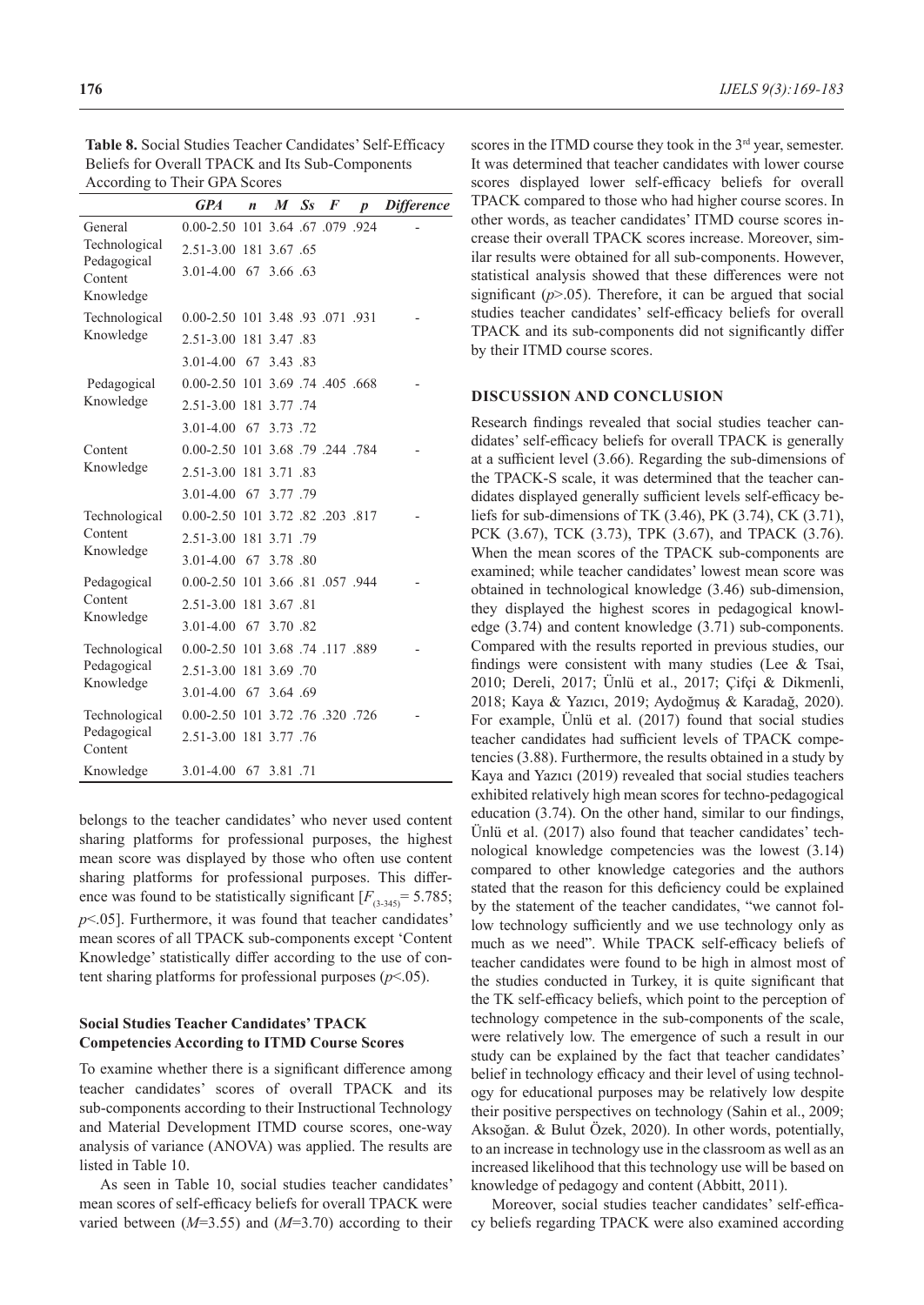**Table 8.** Social Studies Teacher Candidates' Self-Efficacy Beliefs for Overall TPACK and Its Sub-Components According to Their GPA Scores

| | GPA | n | M | Ss | F | p | Difference |
|---|---|---|---|---|---|---|---|
| General Technological Pedagogical Content Knowledge | 0.00-2.50 | 101 | 3.64 | .67 | .079 | .924 | - |
| | 2.51-3.00 | 181 | 3.67 | .65 | | | |
| | 3.01-4.00 | 67 | 3.66 | .63 | | | |
| Technological Knowledge | 0.00-2.50 | 101 | 3.48 | .93 | .071 | .931 | - |
| | 2.51-3.00 | 181 | 3.47 | .83 | | | |
| | 3.01-4.00 | 67 | 3.43 | .83 | | | |
| Pedagogical Knowledge | 0.00-2.50 | 101 | 3.69 | .74 | .405 | .668 | - |
| | 2.51-3.00 | 181 | 3.77 | .74 | | | |
| | 3.01-4.00 | 67 | 3.73 | .72 | | | |
| Content Knowledge | 0.00-2.50 | 101 | 3.68 | .79 | .244 | .784 | - |
| | 2.51-3.00 | 181 | 3.71 | .83 | | | |
| | 3.01-4.00 | 67 | 3.77 | .79 | | | |
| Technological Content Knowledge | 0.00-2.50 | 101 | 3.72 | .82 | .203 | .817 | - |
| | 2.51-3.00 | 181 | 3.71 | .79 | | | |
| | 3.01-4.00 | 67 | 3.78 | .80 | | | |
| Pedagogical Content Knowledge | 0.00-2.50 | 101 | 3.66 | .81 | .057 | .944 | - |
| | 2.51-3.00 | 181 | 3.67 | .81 | | | |
| | 3.01-4.00 | 67 | 3.70 | .82 | | | |
| Technological Pedagogical Knowledge | 0.00-2.50 | 101 | 3.68 | .74 | .117 | .889 | - |
| | 2.51-3.00 | 181 | 3.69 | .70 | | | |
| | 3.01-4.00 | 67 | 3.64 | .69 | | | |
| Technological Pedagogical Content Knowledge | 0.00-2.50 | 101 | 3.72 | .76 | .320 | .726 | - |
| | 2.51-3.00 | 181 | 3.77 | .76 | | | |
| | 3.01-4.00 | 67 | 3.81 | .71 | | | |

belongs to the teacher candidates' who never used content sharing platforms for professional purposes, the highest mean score was displayed by those who often use content sharing platforms for professional purposes. This difference was found to be statistically significant [$F_{(3\text{-}345)} = 5.785$; $p<.05$]. Furthermore, it was found that teacher candidates' mean scores of all TPACK sub-components except 'Content Knowledge' statistically differ according to the use of content sharing platforms for professional purposes ($p<.05$).

### Social Studies Teacher Candidates' TPACK Competencies According to ITMD Course Scores

To examine whether there is a significant difference among teacher candidates' scores of overall TPACK and its sub-components according to their Instructional Technology and Material Development ITMD course scores, one-way analysis of variance (ANOVA) was applied. The results are listed in Table 10.

As seen in Table 10, social studies teacher candidates' mean scores of self-efficacy beliefs for overall TPACK were varied between ($M$=3.55) and ($M$=3.70) according to their scores in the ITMD course they took in the 3rd year, semester. It was determined that teacher candidates with lower course scores displayed lower self-efficacy beliefs for overall TPACK compared to those who had higher course scores. In other words, as teacher candidates' ITMD course scores increase their overall TPACK scores increase. Moreover, similar results were obtained for all sub-components. However, statistical analysis showed that these differences were not significant ($p>.05$). Therefore, it can be argued that social studies teacher candidates' self-efficacy beliefs for overall TPACK and its sub-components did not significantly differ by their ITMD course scores.

## DISCUSSION AND CONCLUSION

Research findings revealed that social studies teacher candidates' self-efficacy beliefs for overall TPACK is generally at a sufficient level (3.66). Regarding the sub-dimensions of the TPACK-S scale, it was determined that the teacher candidates displayed generally sufficient levels self-efficacy beliefs for sub-dimensions of TK (3.46), PK (3.74), CK (3.71), PCK (3.67), TCK (3.73), TPK (3.67), and TPACK (3.76). When the mean scores of the TPACK sub-components are examined; while teacher candidates' lowest mean score was obtained in technological knowledge (3.46) sub-dimension, they displayed the highest scores in pedagogical knowledge (3.74) and content knowledge (3.71) sub-components. Compared with the results reported in previous studies, our findings were consistent with many studies (Lee & Tsai, 2010; Dereli, 2017; Ünlü et al., 2017; Çifçi & Dikmenli, 2018; Kaya & Yazıcı, 2019; Aydoğmuş & Karadağ, 2020). For example, Ünlü et al. (2017) found that social studies teacher candidates had sufficient levels of TPACK competencies (3.88). Furthermore, the results obtained in a study by Kaya and Yazıcı (2019) revealed that social studies teachers exhibited relatively high mean scores for techno-pedagogical education (3.74). On the other hand, similar to our findings, Ünlü et al. (2017) also found that teacher candidates' technological knowledge competencies was the lowest (3.14) compared to other knowledge categories and the authors stated that the reason for this deficiency could be explained by the statement of the teacher candidates, "we cannot follow technology sufficiently and we use technology only as much as we need". While TPACK self-efficacy beliefs of teacher candidates were found to be high in almost most of the studies conducted in Turkey, it is quite significant that the TK self-efficacy beliefs, which point to the perception of technology competence in the sub-components of the scale, were relatively low. The emergence of such a result in our study can be explained by the fact that teacher candidates' belief in technology efficacy and their level of using technology for educational purposes may be relatively low despite their positive perspectives on technology (Sahin et al., 2009; Aksoğan. & Bulut Özek, 2020). In other words, potentially, to an increase in technology use in the classroom as well as an increased likelihood that this technology use will be based on knowledge of pedagogy and content (Abbitt, 2011).

Moreover, social studies teacher candidates' self-efficacy beliefs regarding TPACK were also examined according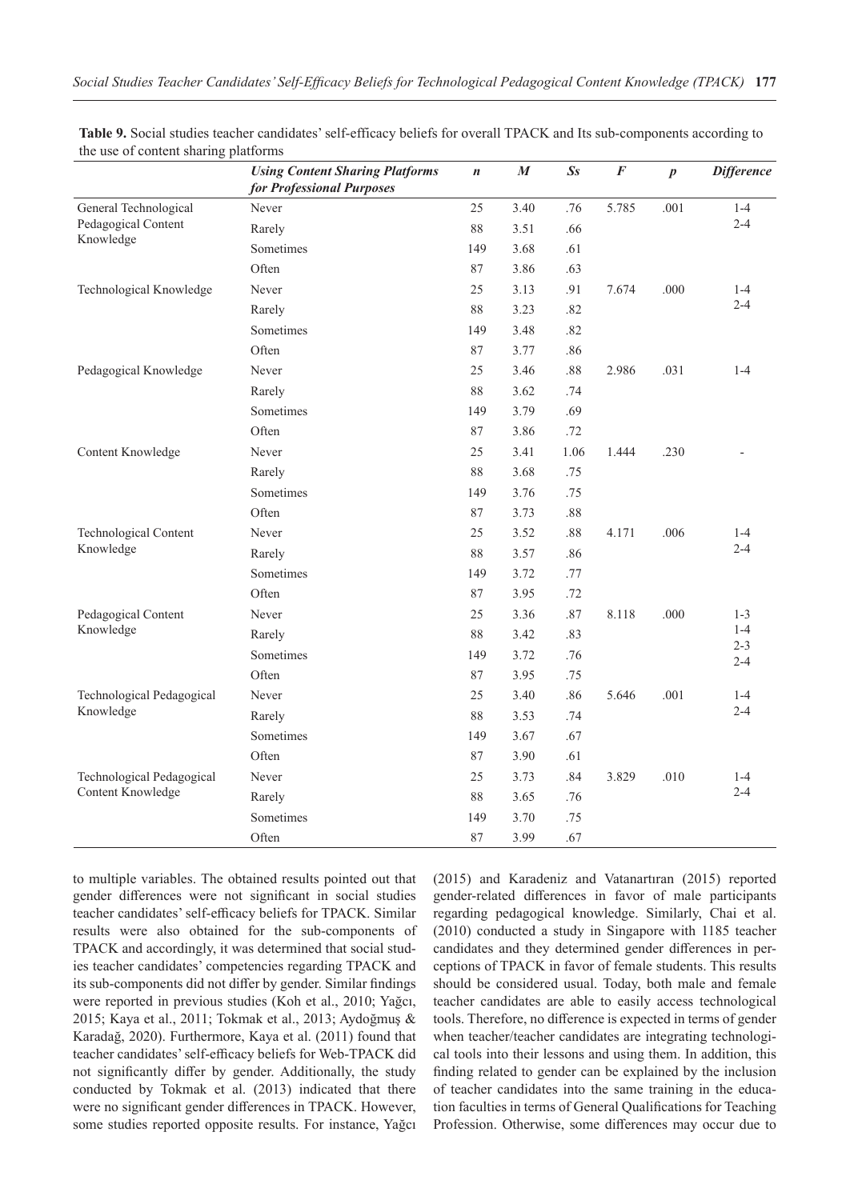**Table 9.** Social studies teacher candidates' self-efficacy beliefs for overall TPACK and Its sub-components according to the use of content sharing platforms

| | *Using Content Sharing Platforms for Professional Purposes* | *n* | *M* | *Ss* | *F* | *p* | *Difference* |
|---|---|---|---|---|---|---|---|
| General Technological Pedagogical Content Knowledge | Never | 25 | 3.40 | .76 | 5.785 | .001 | 1-4 2-4 |
| | Rarely | 88 | 3.51 | .66 | | | |
| | Sometimes | 149 | 3.68 | .61 | | | |
| | Often | 87 | 3.86 | .63 | | | |
| Technological Knowledge | Never | 25 | 3.13 | .91 | 7.674 | .000 | 1-4 2-4 |
| | Rarely | 88 | 3.23 | .82 | | | |
| | Sometimes | 149 | 3.48 | .82 | | | |
| | Often | 87 | 3.77 | .86 | | | |
| Pedagogical Knowledge | Never | 25 | 3.46 | .88 | 2.986 | .031 | 1-4 |
| | Rarely | 88 | 3.62 | .74 | | | |
| | Sometimes | 149 | 3.79 | .69 | | | |
| | Often | 87 | 3.86 | .72 | | | |
| Content Knowledge | Never | 25 | 3.41 | 1.06 | 1.444 | .230 | - |
| | Rarely | 88 | 3.68 | .75 | | | |
| | Sometimes | 149 | 3.76 | .75 | | | |
| | Often | 87 | 3.73 | .88 | | | |
| Technological Content Knowledge | Never | 25 | 3.52 | .88 | 4.171 | .006 | 1-4 2-4 |
| | Rarely | 88 | 3.57 | .86 | | | |
| | Sometimes | 149 | 3.72 | .77 | | | |
| | Often | 87 | 3.95 | .72 | | | |
| Pedagogical Content Knowledge | Never | 25 | 3.36 | .87 | 8.118 | .000 | 1-3 1-4 2-3 2-4 |
| | Rarely | 88 | 3.42 | .83 | | | |
| | Sometimes | 149 | 3.72 | .76 | | | |
| | Often | 87 | 3.95 | .75 | | | |
| Technological Pedagogical Knowledge | Never | 25 | 3.40 | .86 | 5.646 | .001 | 1-4 2-4 |
| | Rarely | 88 | 3.53 | .74 | | | |
| | Sometimes | 149 | 3.67 | .67 | | | |
| | Often | 87 | 3.90 | .61 | | | |
| Technological Pedagogical Content Knowledge | Never | 25 | 3.73 | .84 | 3.829 | .010 | 1-4 2-4 |
| | Rarely | 88 | 3.65 | .76 | | | |
| | Sometimes | 149 | 3.70 | .75 | | | |
| | Often | 87 | 3.99 | .67 | | | |

to multiple variables. The obtained results pointed out that gender differences were not significant in social studies teacher candidates' self-efficacy beliefs for TPACK. Similar results were also obtained for the sub-components of TPACK and accordingly, it was determined that social studies teacher candidates' competencies regarding TPACK and its sub-components did not differ by gender. Similar findings were reported in previous studies (Koh et al., 2010; Yağcı, 2015; Kaya et al., 2011; Tokmak et al., 2013; Aydoğmuş & Karadağ, 2020). Furthermore, Kaya et al. (2011) found that teacher candidates' self-efficacy beliefs for Web-TPACK did not significantly differ by gender. Additionally, the study conducted by Tokmak et al. (2013) indicated that there were no significant gender differences in TPACK. However, some studies reported opposite results. For instance, Yağcı (2015) and Karadeniz and Vatanartıran (2015) reported gender-related differences in favor of male participants regarding pedagogical knowledge. Similarly, Chai et al. (2010) conducted a study in Singapore with 1185 teacher candidates and they determined gender differences in perceptions of TPACK in favor of female students. This results should be considered usual. Today, both male and female teacher candidates are able to easily access technological tools. Therefore, no difference is expected in terms of gender when teacher/teacher candidates are integrating technological tools into their lessons and using them. In addition, this finding related to gender can be explained by the inclusion of teacher candidates into the same training in the education faculties in terms of General Qualifications for Teaching Profession. Otherwise, some differences may occur due to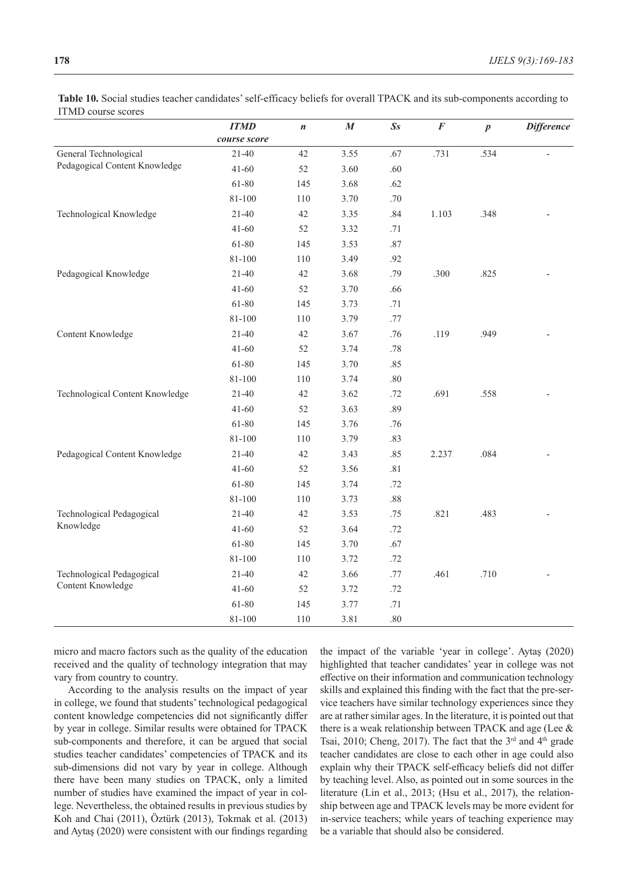**Table 10.** Social studies teacher candidates' self-efficacy beliefs for overall TPACK and its sub-components according to ITMD course scores

| | *ITMD course score* | *n* | *M* | *Ss* | *F* | *p* | *Difference* |
|---|---|---|---|---|---|---|---|
| General Technological Pedagogical Content Knowledge | 21-40 | 42 | 3.55 | .67 | .731 | .534 | - |
| | 41-60 | 52 | 3.60 | .60 | | | |
| | 61-80 | 145 | 3.68 | .62 | | | |
| | 81-100 | 110 | 3.70 | .70 | | | |
| Technological Knowledge | 21-40 | 42 | 3.35 | .84 | 1.103 | .348 | - |
| | 41-60 | 52 | 3.32 | .71 | | | |
| | 61-80 | 145 | 3.53 | .87 | | | |
| | 81-100 | 110 | 3.49 | .92 | | | |
| Pedagogical Knowledge | 21-40 | 42 | 3.68 | .79 | .300 | .825 | - |
| | 41-60 | 52 | 3.70 | .66 | | | |
| | 61-80 | 145 | 3.73 | .71 | | | |
| | 81-100 | 110 | 3.79 | .77 | | | |
| Content Knowledge | 21-40 | 42 | 3.67 | .76 | .119 | .949 | - |
| | 41-60 | 52 | 3.74 | .78 | | | |
| | 61-80 | 145 | 3.70 | .85 | | | |
| | 81-100 | 110 | 3.74 | .80 | | | |
| Technological Content Knowledge | 21-40 | 42 | 3.62 | .72 | .691 | .558 | - |
| | 41-60 | 52 | 3.63 | .89 | | | |
| | 61-80 | 145 | 3.76 | .76 | | | |
| | 81-100 | 110 | 3.79 | .83 | | | |
| Pedagogical Content Knowledge | 21-40 | 42 | 3.43 | .85 | 2.237 | .084 | - |
| | 41-60 | 52 | 3.56 | .81 | | | |
| | 61-80 | 145 | 3.74 | .72 | | | |
| | 81-100 | 110 | 3.73 | .88 | | | |
| Technological Pedagogical Knowledge | 21-40 | 42 | 3.53 | .75 | .821 | .483 | - |
| | 41-60 | 52 | 3.64 | .72 | | | |
| | 61-80 | 145 | 3.70 | .67 | | | |
| | 81-100 | 110 | 3.72 | .72 | | | |
| Technological Pedagogical Content Knowledge | 21-40 | 42 | 3.66 | .77 | .461 | .710 | - |
| | 41-60 | 52 | 3.72 | .72 | | | |
| | 61-80 | 145 | 3.77 | .71 | | | |
| | 81-100 | 110 | 3.81 | .80 | | | |

micro and macro factors such as the quality of the education received and the quality of technology integration that may vary from country to country.

According to the analysis results on the impact of year in college, we found that students' technological pedagogical content knowledge competencies did not significantly differ by year in college. Similar results were obtained for TPACK sub-components and therefore, it can be argued that social studies teacher candidates' competencies of TPACK and its sub-dimensions did not vary by year in college. Although there have been many studies on TPACK, only a limited number of studies have examined the impact of year in college. Nevertheless, the obtained results in previous studies by Koh and Chai (2011), Öztürk (2013), Tokmak et al. (2013) and Aytaş (2020) were consistent with our findings regarding the impact of the variable 'year in college'. Aytaş (2020) highlighted that teacher candidates' year in college was not effective on their information and communication technology skills and explained this finding with the fact that the pre-service teachers have similar technology experiences since they are at rather similar ages. In the literature, it is pointed out that there is a weak relationship between TPACK and age (Lee & Tsai, 2010; Cheng, 2017). The fact that the 3rd and 4th grade teacher candidates are close to each other in age could also explain why their TPACK self-efficacy beliefs did not differ by teaching level. Also, as pointed out in some sources in the literature (Lin et al., 2013; (Hsu et al., 2017), the relationship between age and TPACK levels may be more evident for in-service teachers; while years of teaching experience may be a variable that should also be considered.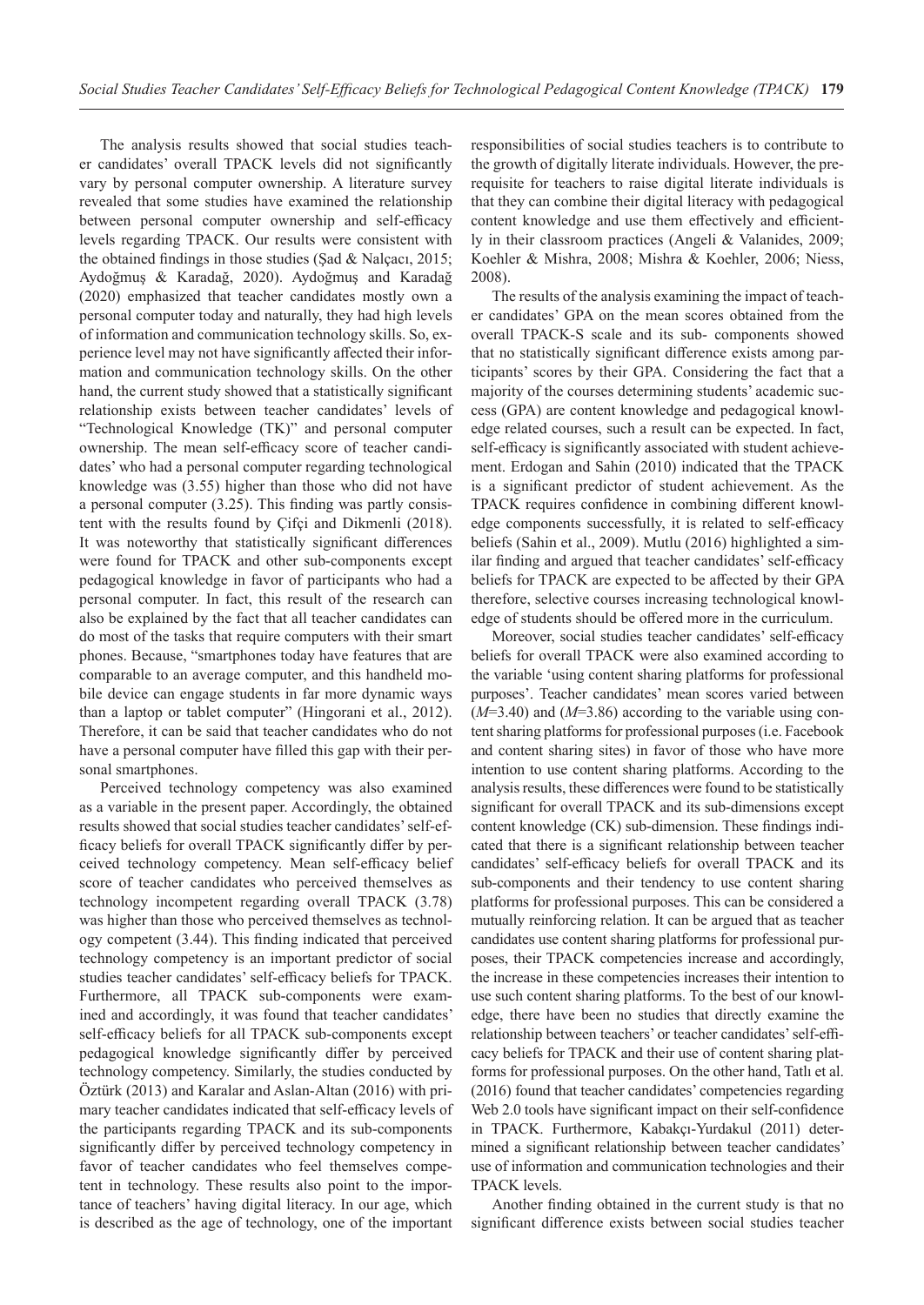The analysis results showed that social studies teacher candidates' overall TPACK levels did not significantly vary by personal computer ownership. A literature survey revealed that some studies have examined the relationship between personal computer ownership and self-efficacy levels regarding TPACK. Our results were consistent with the obtained findings in those studies (Şad & Nalçacı, 2015; Aydoğmuş & Karadağ, 2020). Aydoğmuş and Karadağ (2020) emphasized that teacher candidates mostly own a personal computer today and naturally, they had high levels of information and communication technology skills. So, experience level may not have significantly affected their information and communication technology skills. On the other hand, the current study showed that a statistically significant relationship exists between teacher candidates' levels of "Technological Knowledge (TK)" and personal computer ownership. The mean self-efficacy score of teacher candidates' who had a personal computer regarding technological knowledge was (3.55) higher than those who did not have a personal computer (3.25). This finding was partly consistent with the results found by Çifçi and Dikmenli (2018). It was noteworthy that statistically significant differences were found for TPACK and other sub-components except pedagogical knowledge in favor of participants who had a personal computer. In fact, this result of the research can also be explained by the fact that all teacher candidates can do most of the tasks that require computers with their smart phones. Because, "smartphones today have features that are comparable to an average computer, and this handheld mobile device can engage students in far more dynamic ways than a laptop or tablet computer" (Hingorani et al., 2012). Therefore, it can be said that teacher candidates who do not have a personal computer have filled this gap with their personal smartphones.

Perceived technology competency was also examined as a variable in the present paper. Accordingly, the obtained results showed that social studies teacher candidates' self-efficacy beliefs for overall TPACK significantly differ by perceived technology competency. Mean self-efficacy belief score of teacher candidates who perceived themselves as technology incompetent regarding overall TPACK (3.78) was higher than those who perceived themselves as technology competent (3.44). This finding indicated that perceived technology competency is an important predictor of social studies teacher candidates' self-efficacy beliefs for TPACK. Furthermore, all TPACK sub-components were examined and accordingly, it was found that teacher candidates' self-efficacy beliefs for all TPACK sub-components except pedagogical knowledge significantly differ by perceived technology competency. Similarly, the studies conducted by Öztürk (2013) and Karalar and Aslan-Altan (2016) with primary teacher candidates indicated that self-efficacy levels of the participants regarding TPACK and its sub-components significantly differ by perceived technology competency in favor of teacher candidates who feel themselves competent in technology. These results also point to the importance of teachers' having digital literacy. In our age, which is described as the age of technology, one of the important responsibilities of social studies teachers is to contribute to the growth of digitally literate individuals. However, the prerequisite for teachers to raise digital literate individuals is that they can combine their digital literacy with pedagogical content knowledge and use them effectively and efficiently in their classroom practices (Angeli & Valanides, 2009; Koehler & Mishra, 2008; Mishra & Koehler, 2006; Niess, 2008).

The results of the analysis examining the impact of teacher candidates' GPA on the mean scores obtained from the overall TPACK-S scale and its sub- components showed that no statistically significant difference exists among participants' scores by their GPA. Considering the fact that a majority of the courses determining students' academic success (GPA) are content knowledge and pedagogical knowledge related courses, such a result can be expected. In fact, self-efficacy is significantly associated with student achievement. Erdogan and Sahin (2010) indicated that the TPACK is a significant predictor of student achievement. As the TPACK requires confidence in combining different knowledge components successfully, it is related to self-efficacy beliefs (Sahin et al., 2009). Mutlu (2016) highlighted a similar finding and argued that teacher candidates' self-efficacy beliefs for TPACK are expected to be affected by their GPA therefore, selective courses increasing technological knowledge of students should be offered more in the curriculum.

Moreover, social studies teacher candidates' self-efficacy beliefs for overall TPACK were also examined according to the variable 'using content sharing platforms for professional purposes'. Teacher candidates' mean scores varied between ($M$=3.40) and ($M$=3.86) according to the variable using content sharing platforms for professional purposes (i.e. Facebook and content sharing sites) in favor of those who have more intention to use content sharing platforms. According to the analysis results, these differences were found to be statistically significant for overall TPACK and its sub-dimensions except content knowledge (CK) sub-dimension. These findings indicated that there is a significant relationship between teacher candidates' self-efficacy beliefs for overall TPACK and its sub-components and their tendency to use content sharing platforms for professional purposes. This can be considered a mutually reinforcing relation. It can be argued that as teacher candidates use content sharing platforms for professional purposes, their TPACK competencies increase and accordingly, the increase in these competencies increases their intention to use such content sharing platforms. To the best of our knowledge, there have been no studies that directly examine the relationship between teachers' or teacher candidates' self-efficacy beliefs for TPACK and their use of content sharing platforms for professional purposes. On the other hand, Tatlı et al. (2016) found that teacher candidates' competencies regarding Web 2.0 tools have significant impact on their self-confidence in TPACK. Furthermore, Kabakçı-Yurdakul (2011) determined a significant relationship between teacher candidates' use of information and communication technologies and their TPACK levels.

Another finding obtained in the current study is that no significant difference exists between social studies teacher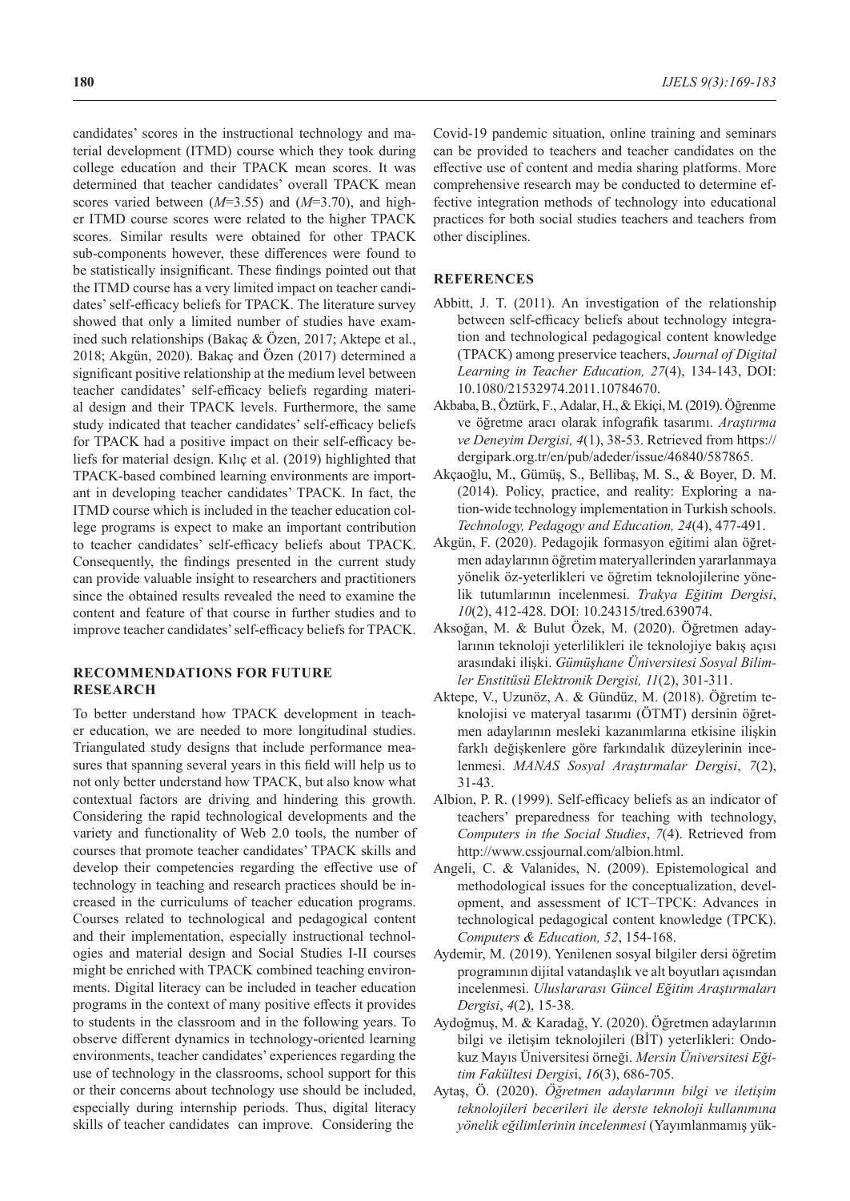candidates' scores in the instructional technology and material development (ITMD) course which they took during college education and their TPACK mean scores. It was determined that teacher candidates' overall TPACK mean scores varied between (*M*=3.55) and (*M*=3.70), and higher ITMD course scores were related to the higher TPACK scores. Similar results were obtained for other TPACK sub-components however, these differences were found to be statistically insignificant. These findings pointed out that the ITMD course has a very limited impact on teacher candidates' self-efficacy beliefs for TPACK. The literature survey showed that only a limited number of studies have examined such relationships (Bakaç & Özen, 2017; Aktepe et al., 2018; Akgün, 2020). Bakaç and Özen (2017) determined a significant positive relationship at the medium level between teacher candidates' self-efficacy beliefs regarding material design and their TPACK levels. Furthermore, the same study indicated that teacher candidates' self-efficacy beliefs for TPACK had a positive impact on their self-efficacy beliefs for material design. Kılıç et al. (2019) highlighted that TPACK-based combined learning environments are important in developing teacher candidates' TPACK. In fact, the ITMD course which is included in the teacher education college programs is expect to make an important contribution to teacher candidates' self-efficacy beliefs about TPACK. Consequently, the findings presented in the current study can provide valuable insight to researchers and practitioners since the obtained results revealed the need to examine the content and feature of that course in further studies and to improve teacher candidates' self-efficacy beliefs for TPACK.

## RECOMMENDATIONS FOR FUTURE RESEARCH

To better understand how TPACK development in teacher education, we are needed to more longitudinal studies. Triangulated study designs that include performance measures that spanning several years in this field will help us to not only better understand how TPACK, but also know what contextual factors are driving and hindering this growth. Considering the rapid technological developments and the variety and functionality of Web 2.0 tools, the number of courses that promote teacher candidates' TPACK skills and develop their competencies regarding the effective use of technology in teaching and research practices should be increased in the curriculums of teacher education programs. Courses related to technological and pedagogical content and their implementation, especially instructional technologies and material design and Social Studies I-II courses might be enriched with TPACK combined teaching environments. Digital literacy can be included in teacher education programs in the context of many positive effects it provides to students in the classroom and in the following years. To observe different dynamics in technology-oriented learning environments, teacher candidates' experiences regarding the use of technology in the classrooms, school support for this or their concerns about technology use should be included, especially during internship periods. Thus, digital literacy skills of teacher candidates can improve. Considering the Covid-19 pandemic situation, online training and seminars can be provided to teachers and teacher candidates on the effective use of content and media sharing platforms. More comprehensive research may be conducted to determine effective integration methods of technology into educational practices for both social studies teachers and teachers from other disciplines.

## REFERENCES

Abbitt, J. T. (2011). An investigation of the relationship between self-efficacy beliefs about technology integration and technological pedagogical content knowledge (TPACK) among preservice teachers, *Journal of Digital Learning in Teacher Education, 27*(4), 134-143, DOI: 10.1080/21532974.2011.10784670.

Akbaba, B., Öztürk, F., Adalar, H., & Ekiçi, M. (2019). Öğrenme ve öğretme aracı olarak infografik tasarımı. *Araştırma ve Deneyim Dergisi, 4*(1), 38-53. Retrieved from https://dergipark.org.tr/en/pub/adeder/issue/46840/587865.

Akçaoğlu, M., Gümüş, S., Bellibaş, M. S., & Boyer, D. M. (2014). Policy, practice, and reality: Exploring a nation-wide technology implementation in Turkish schools. *Technology, Pedagogy and Education, 24*(4), 477-491.

Akgün, F. (2020). Pedagojik formasyon eğitimi alan öğretmen adaylarının öğretim materyallerinden yararlanmaya yönelik öz-yeterlikleri ve öğretim teknolojilerine yönelik tutumlarının incelenmesi. *Trakya Eğitim Dergisi*, *10*(2), 412-428. DOI: 10.24315/tred.639074.

Aksoğan, M. & Bulut Özek, M. (2020). Öğretmen adaylarının teknoloji yeterlilikleri ile teknolojiye bakış açısı arasındaki ilişki. *Gümüşhane Üniversitesi Sosyal Bilimler Enstitüsü Elektronik Dergisi, 11*(2), 301-311.

Aktepe, V., Uzunöz, A. & Gündüz, M. (2018). Öğretim teknolojisi ve materyal tasarımı (ÖTMT) dersinin öğretmen adaylarının mesleki kazanımlarına etkisine ilişkin farklı değişkenlere göre farkındalık düzeylerinin incelenmesi. *MANAS Sosyal Araştırmalar Dergisi*, *7*(2), 31-43.

Albion, P. R. (1999). Self-efficacy beliefs as an indicator of teachers' preparedness for teaching with technology, *Computers in the Social Studies*, *7*(4). Retrieved from http://www.cssjournal.com/albion.html.

Angeli, C. & Valanides, N. (2009). Epistemological and methodological issues for the conceptualization, development, and assessment of ICT–TPCK: Advances in technological pedagogical content knowledge (TPCK). *Computers & Education, 52*, 154-168.

Aydemir, M. (2019). Yenilenen sosyal bilgiler dersi öğretim programının dijital vatandaşlık ve alt boyutları açısından incelenmesi. *Uluslararası Güncel Eğitim Araştırmaları Dergisi*, *4*(2), 15-38.

Aydoğmuş, M. & Karadağ, Y. (2020). Öğretmen adaylarının bilgi ve iletişim teknolojileri (BİT) yeterlikleri: Ondokuz Mayıs Üniversitesi örneği. *Mersin Üniversitesi Eğitim Fakültesi Dergis*i, *16*(3), 686-705.

Aytaş, Ö. (2020). *Öğretmen adaylarının bilgi ve iletişim teknolojileri becerileri ile derste teknoloji kullanımına yönelik eğilimlerinin incelenmesi* (Yayımlanmamış yük-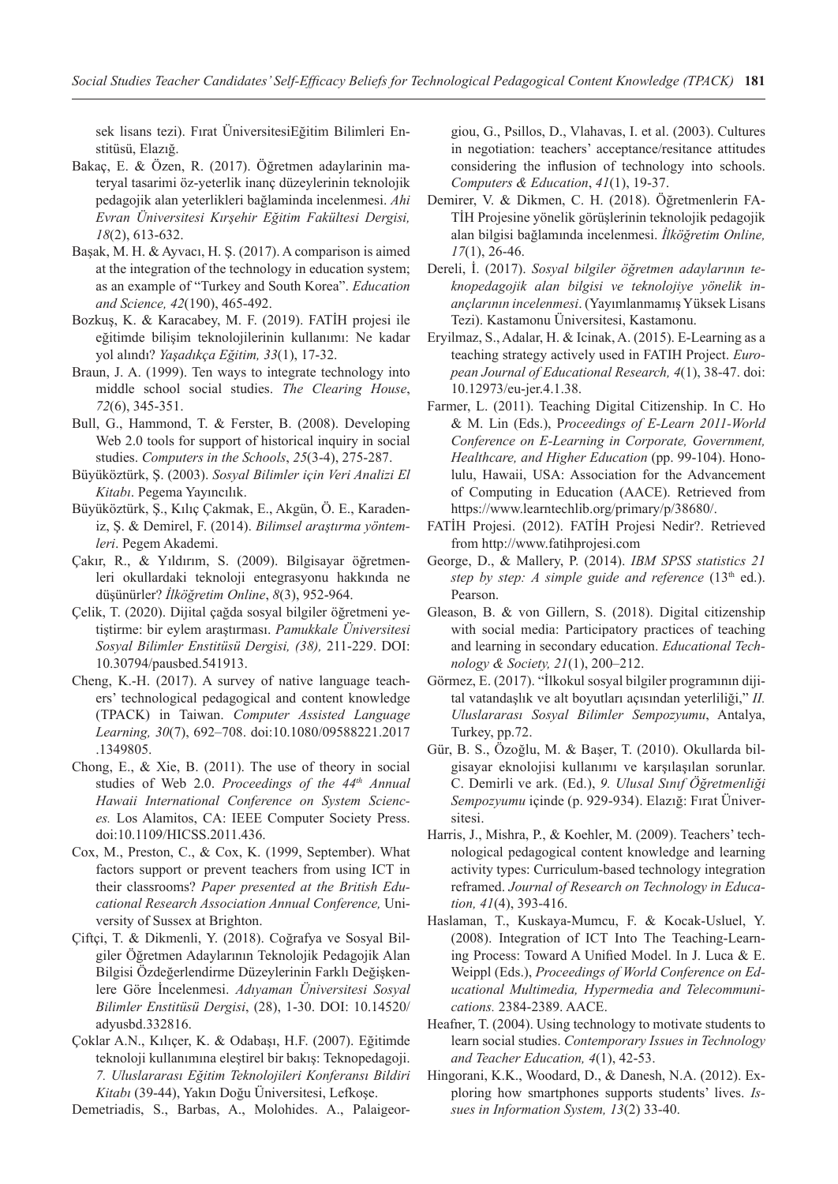sek lisans tezi). Fırat ÜniversitesiEğitim Bilimleri Enstitüsü, Elazığ.

Bakaç, E. & Özen, R. (2017). Öğretmen adaylarinin materyal tasarimi öz-yeterlik inanç düzeylerinin teknolojik pedagojik alan yeterlikleri bağlaminda incelenmesi. *Ahi Evran Üniversitesi Kırşehir Eğitim Fakültesi Dergisi, 18*(2), 613-632.

Başak, M. H. & Ayvacı, H. Ş. (2017). A comparison is aimed at the integration of the technology in education system; as an example of "Turkey and South Korea". *Education and Science, 42*(190), 465-492.

Bozkuş, K. & Karacabey, M. F. (2019). FATİH projesi ile eğitimde bilişim teknolojilerinin kullanımı: Ne kadar yol alındı? *Yaşadıkça Eğitim, 33*(1), 17-32.

Braun, J. A. (1999). Ten ways to integrate technology into middle school social studies. *The Clearing House*, *72*(6), 345-351.

Bull, G., Hammond, T. & Ferster, B. (2008). Developing Web 2.0 tools for support of historical inquiry in social studies. *Computers in the Schools*, *25*(3-4), 275-287.

Büyüköztürk, Ş. (2003). *Sosyal Bilimler için Veri Analizi El Kitabı*. Pegema Yayıncılık.

Büyüköztürk, Ş., Kılıç Çakmak, E., Akgün, Ö. E., Karadeniz, Ş. & Demirel, F. (2014). *Bilimsel araştırma yöntemleri*. Pegem Akademi.

Çakır, R., & Yıldırım, S. (2009). Bilgisayar öğretmenleri okullardaki teknoloji entegrasyonu hakkında ne düşünürler? *İlköğretim Online*, *8*(3), 952-964.

Çelik, T. (2020). Dijital çağda sosyal bilgiler öğretmeni yetiştirme: bir eylem araştırması. *Pamukkale Üniversitesi Sosyal Bilimler Enstitüsü Dergisi, (38),* 211-229. DOI: 10.30794/pausbed.541913.

Cheng, K.-H. (2017). A survey of native language teachers' technological pedagogical and content knowledge (TPACK) in Taiwan. *Computer Assisted Language Learning, 30*(7), 692–708. doi:10.1080/09588221.2017.1349805.

Chong, E., & Xie, B. (2011). The use of theory in social studies of Web 2.0. *Proceedings of the 44th Annual Hawaii International Conference on System Sciences.* Los Alamitos, CA: IEEE Computer Society Press. doi:10.1109/HICSS.2011.436.

Cox, M., Preston, C., & Cox, K. (1999, September). What factors support or prevent teachers from using ICT in their classrooms? *Paper presented at the British Educational Research Association Annual Conference,* University of Sussex at Brighton.

Çiftçi, T. & Dikmenli, Y. (2018). Coğrafya ve Sosyal Bilgiler Öğretmen Adaylarının Teknolojik Pedagojik Alan Bilgisi Özdeğerlendirme Düzeylerinin Farklı Değişkenlere Göre İncelenmesi. *Adıyaman Üniversitesi Sosyal Bilimler Enstitüsü Dergisi*, (28), 1-30. DOI: 10.14520/adyusbd.332816.

Çoklar A.N., Kılıçer, K. & Odabaşı, H.F. (2007). Eğitimde teknoloji kullanımına eleştirel bir bakış: Teknopedagoji. *7. Uluslararası Eğitim Teknolojileri Konferansı Bildiri Kitabı* (39-44), Yakın Doğu Üniversitesi, Lefkoşe.

Demetriadis, S., Barbas, A., Molohides. A., Palaigeorgiou, G., Psillos, D., Vlahavas, I. et al. (2003). Cultures in negotiation: teachers' acceptance/resitance attitudes considering the influsion of technology into schools. *Computers & Education*, *41*(1), 19-37.

Demirer, V. & Dikmen, C. H. (2018). Öğretmenlerin FATİH Projesine yönelik görüşlerinin teknolojik pedagojik alan bilgisi bağlamında incelenmesi. *İlköğretim Online, 17*(1), 26-46.

Dereli, İ. (2017). *Sosyal bilgiler öğretmen adaylarının teknopedagojik alan bilgisi ve teknolojiye yönelik inançlarının incelenmesi*. (Yayımlanmamış Yüksek Lisans Tezi). Kastamonu Üniversitesi, Kastamonu.

Eryilmaz, S., Adalar, H. & Icinak, A. (2015). E-Learning as a teaching strategy actively used in FATIH Project. *European Journal of Educational Research, 4*(1), 38-47. doi: 10.12973/eu-jer.4.1.38.

Farmer, L. (2011). Teaching Digital Citizenship. In C. Ho & M. Lin (Eds.), P*roceedings of E-Learn 2011-World Conference on E-Learning in Corporate, Government, Healthcare, and Higher Education* (pp. 99-104). Honolulu, Hawaii, USA: Association for the Advancement of Computing in Education (AACE). Retrieved from https://www.learntechlib.org/primary/p/38680/.

FATİH Projesi. (2012). FATİH Projesi Nedir?. Retrieved from http://www.fatihprojesi.com

George, D., & Mallery, P. (2014). *IBM SPSS statistics 21 step by step: A simple guide and reference* (13th ed.). Pearson.

Gleason, B. & von Gillern, S. (2018). Digital citizenship with social media: Participatory practices of teaching and learning in secondary education. *Educational Technology & Society, 21*(1), 200–212.

Görmez, E. (2017). "İlkokul sosyal bilgiler programının dijital vatandaşlık ve alt boyutları açısından yeterliliği," *II. Uluslararası Sosyal Bilimler Sempozyumu*, Antalya, Turkey, pp.72.

Gür, B. S., Özoğlu, M. & Başer, T. (2010). Okullarda bilgisayar eknolojisi kullanımı ve karşılaşılan sorunlar. C. Demirli ve ark. (Ed.), *9. Ulusal Sınıf Öğretmenliği Sempozyumu* içinde (p. 929-934). Elazığ: Fırat Üniversitesi.

Harris, J., Mishra, P., & Koehler, M. (2009). Teachers' technological pedagogical content knowledge and learning activity types: Curriculum-based technology integration reframed. *Journal of Research on Technology in Education, 41*(4), 393-416.

Haslaman, T., Kuskaya-Mumcu, F. & Kocak-Usluel, Y. (2008). Integration of ICT Into The Teaching-Learning Process: Toward A Unified Model. In J. Luca & E. Weippl (Eds.), *Proceedings of World Conference on Educational Multimedia, Hypermedia and Telecommunications.* 2384-2389. AACE.

Heafner, T. (2004). Using technology to motivate students to learn social studies. *Contemporary Issues in Technology and Teacher Education, 4*(1), 42-53.

Hingorani, K.K., Woodard, D., & Danesh, N.A. (2012). Exploring how smartphones supports students' lives. *Issues in Information System, 13*(2) 33-40.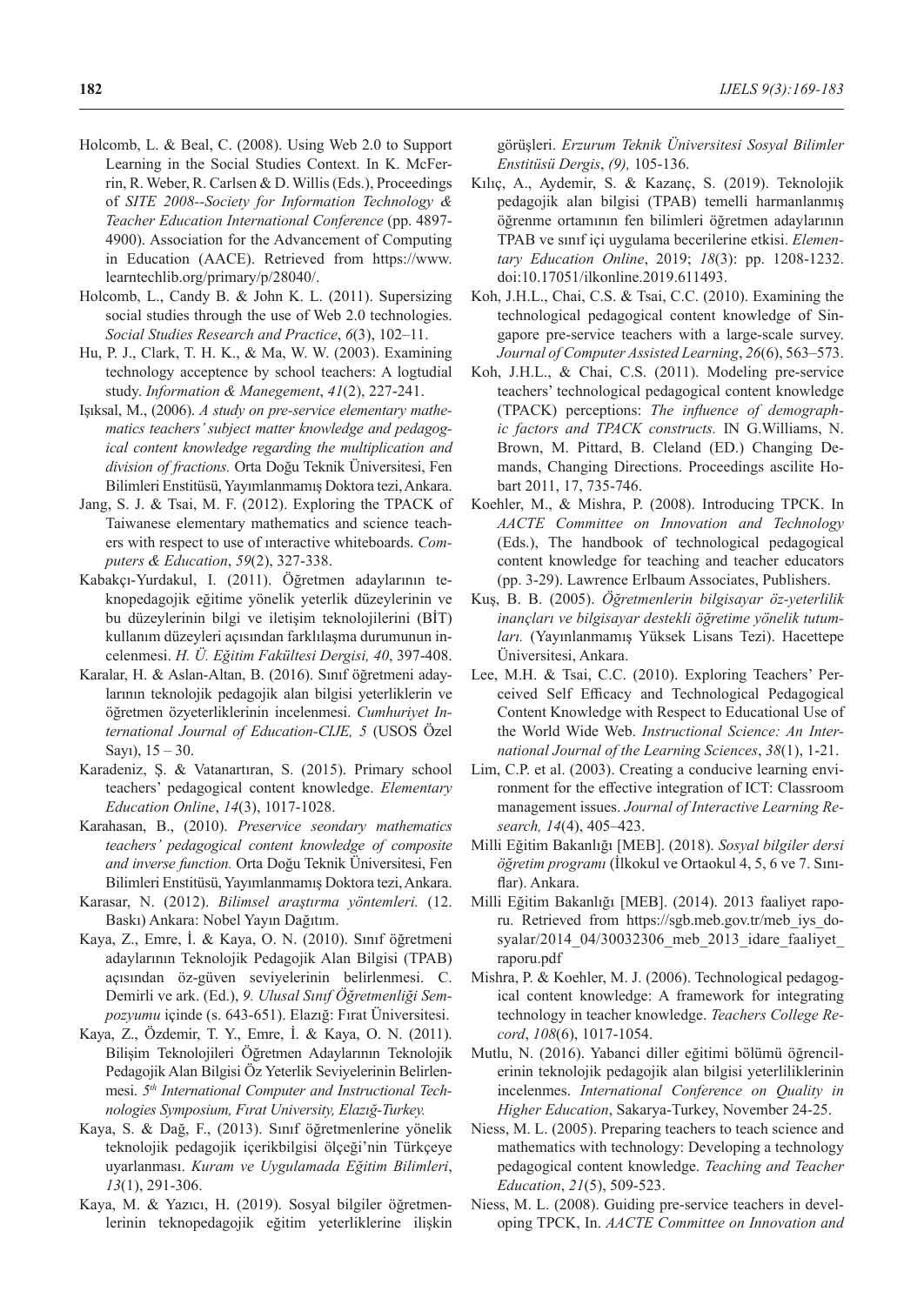Holcomb, L. & Beal, C. (2008). Using Web 2.0 to Support Learning in the Social Studies Context. In K. McFerrin, R. Weber, R. Carlsen & D. Willis (Eds.), Proceedings of *SITE 2008--Society for Information Technology & Teacher Education International Conference* (pp. 4897-4900). Association for the Advancement of Computing in Education (AACE). Retrieved from https://www.learntechlib.org/primary/p/28040/.

Holcomb, L., Candy B. & John K. L. (2011). Supersizing social studies through the use of Web 2.0 technologies. *Social Studies Research and Practice*, *6*(3), 102–11.

Hu, P. J., Clark, T. H. K., & Ma, W. W. (2003). Examining technology acceptence by school teachers: A logtudial study. *Information & Manegement*, *41*(2), 227-241.

Işıksal, M., (2006). *A study on pre-service elementary mathematics teachers' subject matter knowledge and pedagogical content knowledge regarding the multiplication and division of fractions.* Orta Doğu Teknik Üniversitesi, Fen Bilimleri Enstitüsü, Yayımlanmamış Doktora tezi, Ankara.

Jang, S. J. & Tsai, M. F. (2012). Exploring the TPACK of Taiwanese elementary mathematics and science teachers with respect to use of ınteractive whiteboards. *Computers & Education*, *59*(2), 327-338.

Kabakçı-Yurdakul, I. (2011). Öğretmen adaylarının teknopedagojik eğitime yönelik yeterlik düzeylerinin ve bu düzeylerinin bilgi ve iletişim teknolojilerini (BİT) kullanım düzeyleri açısından farklılaşma durumunun incelenmesi. *H. Ü. Eğitim Fakültesi Dergisi, 40*, 397-408.

Karalar, H. & Aslan-Altan, B. (2016). Sınıf öğretmeni adaylarının teknolojik pedagojik alan bilgisi yeterliklerin ve öğretmen özyeterliklerinin incelenmesi. *Cumhuriyet International Journal of Education-CIJE, 5* (USOS Özel Sayı), 15 – 30.

Karadeniz, Ş. & Vatanartıran, S. (2015). Primary school teachers' pedagogical content knowledge. *Elementary Education Online*, *14*(3), 1017-1028.

Karahasan, B., (2010). *Preservice seondary mathematics teachers' pedagogical content knowledge of composite and inverse function.* Orta Doğu Teknik Üniversitesi, Fen Bilimleri Enstitüsü, Yayımlanmamış Doktora tezi, Ankara.

Karasar, N. (2012). *Bilimsel araştırma yöntemleri.* (12. Baskı) Ankara: Nobel Yayın Dağıtım.

Kaya, Z., Emre, İ. & Kaya, O. N. (2010). Sınıf öğretmeni adaylarının Teknolojik Pedagojik Alan Bilgisi (TPAB) açısından öz-güven seviyelerinin belirlenmesi. C. Demirli ve ark. (Ed.), *9. Ulusal Sınıf Öğretmenliği Sempozyumu* içinde (s. 643-651). Elazığ: Fırat Üniversitesi.

Kaya, Z., Özdemir, T. Y., Emre, İ. & Kaya, O. N. (2011). Bilişim Teknolojileri Öğretmen Adaylarının Teknolojik Pedagojik Alan Bilgisi Öz Yeterlik Seviyelerinin Belirlenmesi. *5th International Computer and Instructional Technologies Symposium, Fırat University, Elazığ-Turkey.*

Kaya, S. & Dağ, F., (2013). Sınıf öğretmenlerine yönelik teknolojik pedagojik içerikbilgisi ölçeği'nin Türkçeye uyarlanması. *Kuram ve Uygulamada Eğitim Bilimleri*, *13*(1), 291-306.

Kaya, M. & Yazıcı, H. (2019). Sosyal bilgiler öğretmenlerinin teknopedagojik eğitim yeterliklerine ilişkin görüşleri. *Erzurum Teknik Üniversitesi Sosyal Bilimler Enstitüsü Dergis*, *(9),* 105-136.

Kılıç, A., Aydemir, S. & Kazanç, S. (2019). Teknolojik pedagojik alan bilgisi (TPAB) temelli harmanlanmış öğrenme ortamının fen bilimleri öğretmen adaylarının TPAB ve sınıf içi uygulama becerilerine etkisi. *Elementary Education Online*, 2019; *18*(3): pp. 1208-1232. doi:10.17051/ilkonline.2019.611493.

Koh, J.H.L., Chai, C.S. & Tsai, C.C. (2010). Examining the technological pedagogical content knowledge of Singapore pre-service teachers with a large-scale survey. *Journal of Computer Assisted Learning*, *26*(6), 563–573.

Koh, J.H.L., & Chai, C.S. (2011). Modeling pre-service teachers' technological pedagogical content knowledge (TPACK) perceptions: *The influence of demographic factors and TPACK constructs.* IN G.Williams, N. Brown, M. Pittard, B. Cleland (ED.) Changing Demands, Changing Directions. Proceedings ascilite Hobart 2011, 17, 735-746.

Koehler, M., & Mishra, P. (2008). Introducing TPCK. In *AACTE Committee on Innovation and Technology* (Eds.), The handbook of technological pedagogical content knowledge for teaching and teacher educators (pp. 3-29). Lawrence Erlbaum Associates, Publishers.

Kuş, B. B. (2005). *Öğretmenlerin bilgisayar öz-yeterlilik inançları ve bilgisayar destekli öğretime yönelik tutumları.* (Yayınlanmamış Yüksek Lisans Tezi). Hacettepe Üniversitesi, Ankara.

Lee, M.H. & Tsai, C.C. (2010). Exploring Teachers' Perceived Self Efficacy and Technological Pedagogical Content Knowledge with Respect to Educational Use of the World Wide Web. *Instructional Science: An International Journal of the Learning Sciences*, *38*(1), 1-21.

Lim, C.P. et al. (2003). Creating a conducive learning environment for the effective integration of ICT: Classroom management issues. *Journal of Interactive Learning Research, 14*(4), 405–423.

Milli Eğitim Bakanlığı [MEB]. (2018). *Sosyal bilgiler dersi öğretim programı* (İlkokul ve Ortaokul 4, 5, 6 ve 7. Sınıflar). Ankara.

Milli Eğitim Bakanlığı [MEB]. (2014). 2013 faaliyet raporu. Retrieved from https://sgb.meb.gov.tr/meb_iys_dosyalar/2014_04/30032306_meb_2013_idare_faaliyet_raporu.pdf

Mishra, P. & Koehler, M. J. (2006). Technological pedagogical content knowledge: A framework for integrating technology in teacher knowledge. *Teachers College Record*, *108*(6), 1017-1054.

Mutlu, N. (2016). Yabanci diller eğitimi bölümü öğrencilerinin teknolojik pedagojik alan bilgisi yeterliliklerinin incelenmes. *International Conference on Quality in Higher Education*, Sakarya-Turkey, November 24-25.

Niess, M. L. (2005). Preparing teachers to teach science and mathematics with technology: Developing a technology pedagogical content knowledge. *Teaching and Teacher Education*, *21*(5), 509-523.

Niess, M. L. (2008). Guiding pre-service teachers in developing TPCK, In. *AACTE Committee on Innovation and*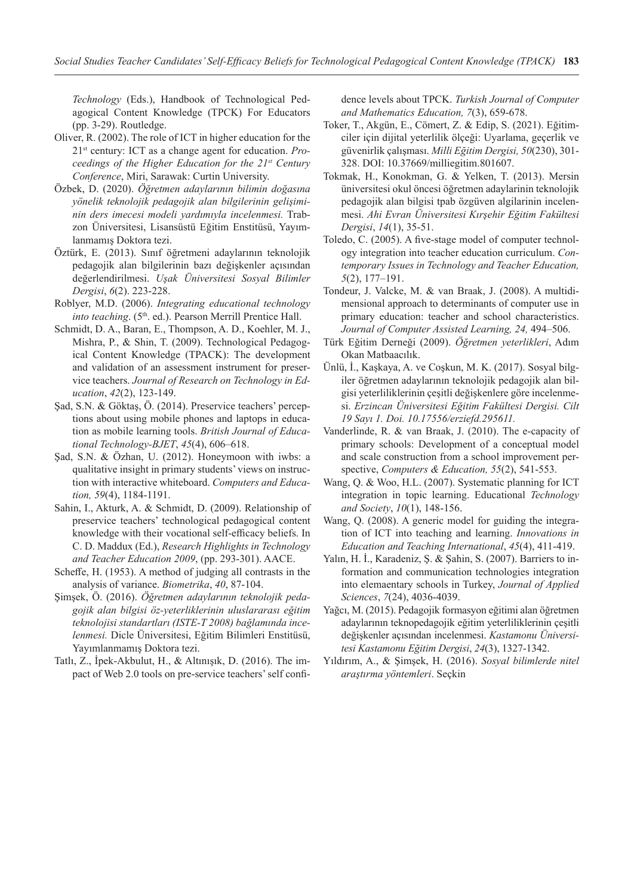*Technology* (Eds.), Handbook of Technological Pedagogical Content Knowledge (TPCK) For Educators (pp. 3-29). Routledge.

Oliver, R. (2002). The role of ICT in higher education for the 21st century: ICT as a change agent for education. *Proceedings of the Higher Education for the 21st Century Conference*, Miri, Sarawak: Curtin University.

Özbek, D. (2020). *Öğretmen adaylarının bilimin doğasına yönelik teknolojik pedagojik alan bilgilerinin gelişiminin ders imecesi modeli yardımıyla incelenmesi.* Trabzon Üniversitesi, Lisansüstü Eğitim Enstitüsü, Yayımlanmamış Doktora tezi.

Öztürk, E. (2013). Sınıf öğretmeni adaylarının teknolojik pedagojik alan bilgilerinin bazı değişkenler açısından değerlendirilmesi. *Uşak Üniversitesi Sosyal Bilimler Dergisi*, *6*(2). 223-228.

Roblyer, M.D. (2006). *Integrating educational technology into teaching*. (5th. ed.). Pearson Merrill Prentice Hall.

Schmidt, D. A., Baran, E., Thompson, A. D., Koehler, M. J., Mishra, P., & Shin, T. (2009). Technological Pedagogical Content Knowledge (TPACK): The development and validation of an assessment instrument for preservice teachers. *Journal of Research on Technology in Education*, *42*(2), 123-149.

Şad, S.N. & Göktaş, Ö. (2014). Preservice teachers' perceptions about using mobile phones and laptops in education as mobile learning tools. *British Journal of Educational Technology-BJET*, *45*(4), 606–618.

Şad, S.N. & Özhan, U. (2012). Honeymoon with iwbs: a qualitative insight in primary students' views on instruction with interactive whiteboard. *Computers and Education, 59*(4), 1184-1191.

Sahin, I., Akturk, A. & Schmidt, D. (2009). Relationship of preservice teachers' technological pedagogical content knowledge with their vocational self-efficacy beliefs. In C. D. Maddux (Ed.), *Research Highlights in Technology and Teacher Education 2009*, (pp. 293-301). AACE.

Scheffe, H. (1953). A method of judging all contrasts in the analysis of variance. *Biometrika*, *40*, 87-104.

Şimşek, Ö. (2016). *Öğretmen adaylarının teknolojik pedagojik alan bilgisi öz-yeterliklerinin uluslararası eğitim teknolojisi standartları (ISTE-T 2008) bağlamında incelenmesi.* Dicle Üniversitesi, Eğitim Bilimleri Enstitüsü, Yayımlanmamış Doktora tezi.

Tatlı, Z., İpek-Akbulut, H., & Altınışık, D. (2016). The impact of Web 2.0 tools on pre-service teachers' self confidence levels about TPCK. *Turkish Journal of Computer and Mathematics Education, 7*(3), 659-678.

Toker, T., Akgün, E., Cömert, Z. & Edip, S. (2021). Eğitimciler için dijital yeterlilik ölçeği: Uyarlama, geçerlik ve güvenirlik çalışması. *Milli Eğitim Dergisi, 50*(230), 301-328. DOI: 10.37669/milliegitim.801607.

Tokmak, H., Konokman, G. & Yelken, T. (2013). Mersin üniversitesi okul öncesi öğretmen adaylarinin teknolojik pedagojik alan bilgisi tpab özgüven algilarinin incelenmesi. *Ahi Evran Üniversitesi Kırşehir Eğitim Fakültesi Dergisi*, *14*(1), 35-51.

Toledo, C. (2005). A five-stage model of computer technology integration into teacher education curriculum. *Contemporary Issues in Technology and Teacher Education, 5*(2), 177–191.

Tondeur, J. Valcke, M. & van Braak, J. (2008). A multidimensional approach to determinants of computer use in primary education: teacher and school characteristics. *Journal of Computer Assisted Learning, 24,* 494–506.

Türk Eğitim Derneği (2009). *Öğretmen yeterlikleri*, Adım Okan Matbaacılık.

Ünlü, İ., Kaşkaya, A. ve Coşkun, M. K. (2017). Sosyal bilgiler öğretmen adaylarının teknolojik pedagojik alan bilgisi yeterliliklerinin çeşitli değişkenlere göre incelenmesi. *Erzincan Üniversitesi Eğitim Fakültesi Dergisi. Cilt 19 Sayı 1. Doi. 10.17556/erziefd.295611.*

Vanderlinde, R. & van Braak, J. (2010). The e-capacity of primary schools: Development of a conceptual model and scale construction from a school improvement perspective, *Computers & Education, 55*(2), 541-553.

Wang, Q. & Woo, H.L. (2007). Systematic planning for ICT integration in topic learning. Educational *Technology and Society*, *10*(1), 148-156.

Wang, Q. (2008). A generic model for guiding the integration of ICT into teaching and learning. *Innovations in Education and Teaching International*, *45*(4), 411-419.

Yalın, H. İ., Karadeniz, Ş. & Şahin, S. (2007). Barriers to information and communication technologies integration into elemaentary schools in Turkey, *Journal of Applied Sciences*, *7*(24), 4036-4039.

Yağcı, M. (2015). Pedagojik formasyon eğitimi alan öğretmen adaylarının teknopedagojik eğitim yeterliliklerinin çeşitli değişkenler açısından incelenmesi. *Kastamonu Üniversitesi Kastamonu Eğitim Dergisi*, *24*(3), 1327-1342.

Yıldırım, A., & Şimşek, H. (2016). *Sosyal bilimlerde nitel araştırma yöntemleri*. Seçkin